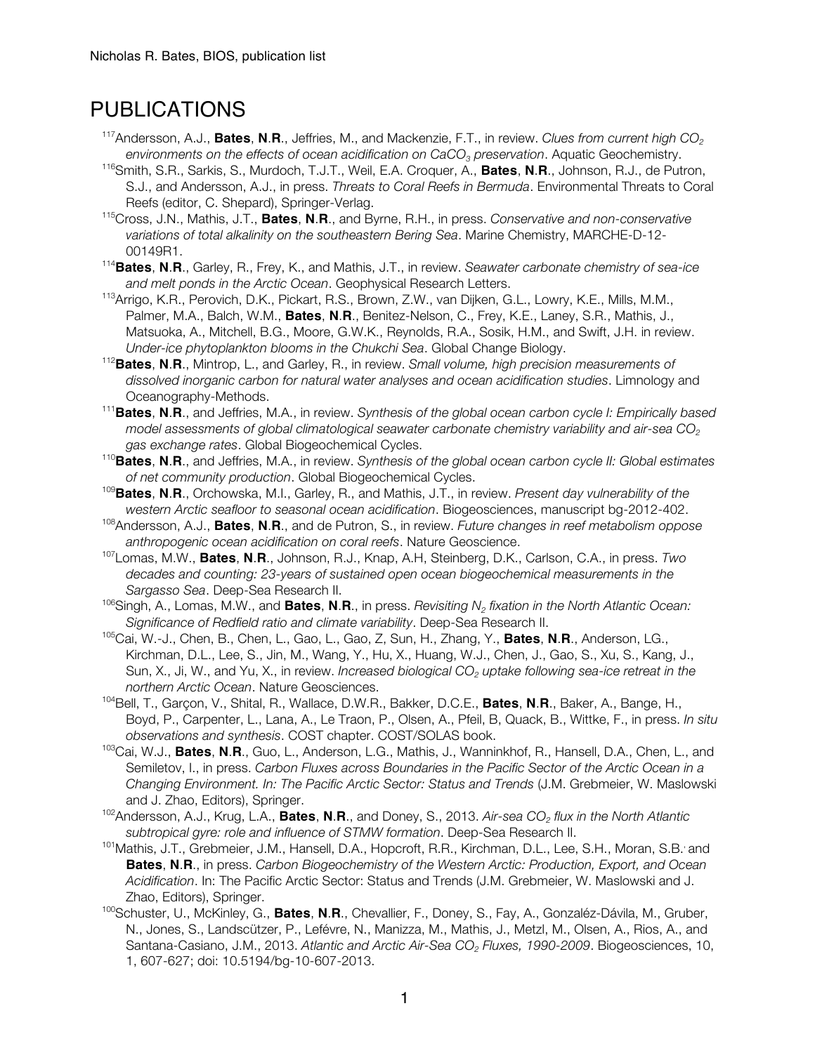# PUBLICATIONS

[117]Andersson, A.J., **Bates**, **N**.**R**., Jeffries, M., and Mackenzie, F.T., in review. *Clues from current high $CO_2$ environments on the effects of ocean acidification on $CaCO_3$ preservation*. Aquatic Geochemistry.

[116]Smith, S.R., Sarkis, S., Murdoch, T.J.T., Weil, E.A. Croquer, A., **Bates**, **N**.**R**., Johnson, R.J., de Putron, S.J., and Andersson, A.J., in press. *Threats to Coral Reefs in Bermuda*. Environmental Threats to Coral Reefs (editor, C. Shepard), Springer-Verlag.

[115]Cross, J.N., Mathis, J.T., **Bates**, **N**.**R**., and Byrne, R.H., in press. *Conservative and non-conservative variations of total alkalinity on the southeastern Bering Sea*. Marine Chemistry, MARCHE-D-12-00149R1.

[114]**Bates**, **N**.**R**., Garley, R., Frey, K., and Mathis, J.T., in review. *Seawater carbonate chemistry of sea-ice and melt ponds in the Arctic Ocean*. Geophysical Research Letters.

[113]Arrigo, K.R., Perovich, D.K., Pickart, R.S., Brown, Z.W., van Dijken, G.L., Lowry, K.E., Mills, M.M., Palmer, M.A., Balch, W.M., **Bates**, **N**.**R**., Benitez-Nelson, C., Frey, K.E., Laney, S.R., Mathis, J., Matsuoka, A., Mitchell, B.G., Moore, G.W.K., Reynolds, R.A., Sosik, H.M., and Swift, J.H. in review. *Under-ice phytoplankton blooms in the Chukchi Sea*. Global Change Biology.

[112]**Bates**, **N**.**R**., Mintrop, L., and Garley, R., in review. *Small volume, high precision measurements of dissolved inorganic carbon for natural water analyses and ocean acidification studies*. Limnology and Oceanography-Methods.

[111]**Bates**, **N**.**R**., and Jeffries, M.A., in review. *Synthesis of the global ocean carbon cycle I: Empirically based model assessments of global climatological seawater carbonate chemistry variability and air-sea $CO_2$ gas exchange rates*. Global Biogeochemical Cycles.

[110]**Bates**, **N**.**R**., and Jeffries, M.A., in review. *Synthesis of the global ocean carbon cycle II: Global estimates of net community production*. Global Biogeochemical Cycles.

[109]**Bates**, **N**.**R**., Orchowska, M.I., Garley, R., and Mathis, J.T., in review. *Present day vulnerability of the western Arctic seafloor to seasonal ocean acidification*. Biogeosciences, manuscript bg-2012-402.

[108]Andersson, A.J., **Bates**, **N**.**R**., and de Putron, S., in review. *Future changes in reef metabolism oppose anthropogenic ocean acidification on coral reefs*. Nature Geoscience.

[107]Lomas, M.W., **Bates**, **N**.**R**., Johnson, R.J., Knap, A.H, Steinberg, D.K., Carlson, C.A., in press. *Two decades and counting: 23-years of sustained open ocean biogeochemical measurements in the Sargasso Sea*. Deep-Sea Research II.

[106]Singh, A., Lomas, M.W., and **Bates**, **N**.**R**., in press. *Revisiting $N_2$ fixation in the North Atlantic Ocean: Significance of Redfield ratio and climate variability*. Deep-Sea Research II.

[105]Cai, W.-J., Chen, B., Chen, L., Gao, L., Gao, Z, Sun, H., Zhang, Y., **Bates**, **N**.**R**., Anderson, LG., Kirchman, D.L., Lee, S., Jin, M., Wang, Y., Hu, X., Huang, W.J., Chen, J., Gao, S., Xu, S., Kang, J., Sun, X., Ji, W., and Yu, X., in review. *Increased biological $CO_2$ uptake following sea-ice retreat in the northern Arctic Ocean*. Nature Geosciences.

[104]Bell, T., Garçon, V., Shital, R., Wallace, D.W.R., Bakker, D.C.E., **Bates**, **N**.**R**., Baker, A., Bange, H., Boyd, P., Carpenter, L., Lana, A., Le Traon, P., Olsen, A., Pfeil, B, Quack, B., Wittke, F., in press. *In situ observations and synthesis*. COST chapter. COST/SOLAS book.

[103]Cai, W.J., **Bates**, **N**.**R**., Guo, L., Anderson, L.G., Mathis, J., Wanninkhof, R., Hansell, D.A., Chen, L., and Semiletov, I., in press. *Carbon Fluxes across Boundaries in the Pacific Sector of the Arctic Ocean in a Changing Environment. In: The Pacific Arctic Sector: Status and Trends* (J.M. Grebmeier, W. Maslowski and J. Zhao, Editors), Springer.

[102]Andersson, A.J., Krug, L.A., **Bates**, **N**.**R**., and Doney, S., 2013. *Air-sea $CO_2$ flux in the North Atlantic subtropical gyre: role and influence of STMW formation*. Deep-Sea Research II.

[101]Mathis, J.T., Grebmeier, J.M., Hansell, D.A., Hopcroft, R.R., Kirchman, D.L., Lee, S.H., Moran, S.B. and **Bates**, **N**.**R**., in press. *Carbon Biogeochemistry of the Western Arctic: Production, Export, and Ocean Acidification*. In: The Pacific Arctic Sector: Status and Trends (J.M. Grebmeier, W. Maslowski and J. Zhao, Editors), Springer.

[100]Schuster, U., McKinley, G., **Bates**, **N**.**R**., Chevallier, F., Doney, S., Fay, A., Gonzaléz-Dávila, M., Gruber, N., Jones, S., Landscützer, P., Lefévre, N., Manizza, M., Mathis, J., Metzl, M., Olsen, A., Rios, A., and Santana-Casiano, J.M., 2013. *Atlantic and Arctic Air-Sea $CO_2$ Fluxes, 1990-2009*. Biogeosciences, 10, 1, 607-627; doi: 10.5194/bg-10-607-2013.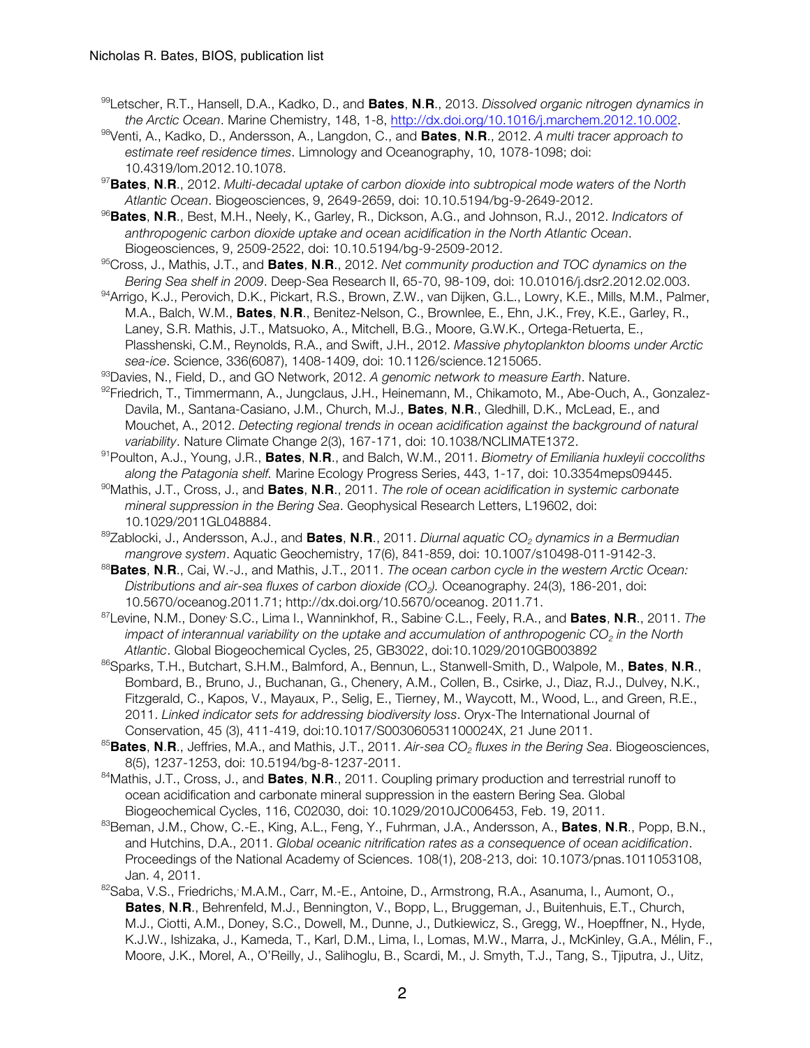[99]Letscher, R.T., Hansell, D.A., Kadko, D., and **Bates**, **N**.**R**., 2013. *Dissolved organic nitrogen dynamics in the Arctic Ocean*. Marine Chemistry, 148, 1-8, http://dx.doi.org/10.1016/j.marchem.2012.10.002.

[98]Venti, A., Kadko, D., Andersson, A., Langdon, C., and **Bates**, **N**.**R**., 2012. *A multi tracer approach to estimate reef residence times*. Limnology and Oceanography, 10, 1078-1098; doi: 10.4319/lom.2012.10.1078.

[97]**Bates**, **N**.**R**., 2012. *Multi-decadal uptake of carbon dioxide into subtropical mode waters of the North Atlantic Ocean*. Biogeosciences, 9, 2649-2659, doi: 10.10.5194/bg-9-2649-2012.

[96]**Bates**, **N**.**R**., Best, M.H., Neely, K., Garley, R., Dickson, A.G., and Johnson, R.J., 2012. *Indicators of anthropogenic carbon dioxide uptake and ocean acidification in the North Atlantic Ocean*. Biogeosciences, 9, 2509-2522, doi: 10.10.5194/bg-9-2509-2012.

[95]Cross, J., Mathis, J.T., and **Bates**, **N**.**R**., 2012. *Net community production and TOC dynamics on the Bering Sea shelf in 2009*. Deep-Sea Research II, 65-70, 98-109, doi: 10.01016/j.dsr2.2012.02.003.

[94]Arrigo, K.J., Perovich, D.K., Pickart, R.S., Brown, Z.W., van Dijken, G.L., Lowry, K.E., Mills, M.M., Palmer, M.A., Balch, W.M., **Bates**, **N**.**R**., Benitez-Nelson, C., Brownlee, E., Ehn, J.K., Frey, K.E., Garley, R., Laney, S.R. Mathis, J.T., Matsuoko, A., Mitchell, B.G., Moore, G.W.K., Ortega-Retuerta, E., Plasshenski, C.M., Reynolds, R.A., and Swift, J.H., 2012. *Massive phytoplankton blooms under Arctic sea-ice*. Science, 336(6087), 1408-1409, doi: 10.1126/science.1215065.

[93]Davies, N., Field, D., and GO Network, 2012. *A genomic network to measure Earth*. Nature.

[92]Friedrich, T., Timmermann, A., Jungclaus, J.H., Heinemann, M., Chikamoto, M., Abe-Ouch, A., Gonzalez-Davila, M., Santana-Casiano, J.M., Church, M.J., **Bates**, **N**.**R**., Gledhill, D.K., McLead, E., and Mouchet, A., 2012. *Detecting regional trends in ocean acidification against the background of natural variability*. Nature Climate Change 2(3), 167-171, doi: 10.1038/NCLIMATE1372.

[91]Poulton, A.J., Young, J.R., **Bates**, **N**.**R**., and Balch, W.M., 2011. *Biometry of Emiliania huxleyii coccoliths along the Patagonia shelf*. Marine Ecology Progress Series, 443, 1-17, doi: 10.3354meps09445.

[90]Mathis, J.T., Cross, J., and **Bates**, **N**.**R**., 2011. *The role of ocean acidification in systemic carbonate mineral suppression in the Bering Sea*. Geophysical Research Letters, L19602, doi: 10.1029/2011GL048884.

[89]Zablocki, J., Andersson, A.J., and **Bates**, **N**.**R**., 2011. *Diurnal aquatic $CO_2$ dynamics in a Bermudian mangrove system*. Aquatic Geochemistry, 17(6), 841-859, doi: 10.1007/s10498-011-9142-3.

[88]**Bates**, **N**.**R**., Cai, W.-J., and Mathis, J.T., 2011. *The ocean carbon cycle in the western Arctic Ocean: Distributions and air-sea fluxes of carbon dioxide ($CO_2$).* Oceanography. 24(3), 186-201, doi: 10.5670/oceanog.2011.71; http://dx.doi.org/10.5670/oceanog. 2011.71.

[87]Levine, N.M., Doney, S.C., Lima I., Wanninkhof, R., Sabine, C.L., Feely, R.A., and **Bates**, **N**.**R**., 2011. *The impact of interannual variability on the uptake and accumulation of anthropogenic $CO_2$ in the North Atlantic*. Global Biogeochemical Cycles, 25, GB3022, doi:10.1029/2010GB003892

[86]Sparks, T.H., Butchart, S.H.M., Balmford, A., Bennun, L., Stanwell-Smith, D., Walpole, M., **Bates**, **N**.**R**., Bombard, B., Bruno, J., Buchanan, G., Chenery, A.M., Collen, B., Csirke, J., Diaz, R.J., Dulvey, N.K., Fitzgerald, C., Kapos, V., Mayaux, P., Selig, E., Tierney, M., Waycott, M., Wood, L., and Green, R.E., 2011. *Linked indicator sets for addressing biodiversity loss*. Oryx-The International Journal of Conservation, 45 (3), 411-419, doi:10.1017/S003060531100024X, 21 June 2011.

[85]**Bates**, **N**.**R**., Jeffries, M.A., and Mathis, J.T., 2011. *Air-sea $CO_2$ fluxes in the Bering Sea*. Biogeosciences, 8(5), 1237-1253, doi: 10.5194/bg-8-1237-2011.

[84]Mathis, J.T., Cross, J., and **Bates**, **N**.**R**., 2011. Coupling primary production and terrestrial runoff to ocean acidification and carbonate mineral suppression in the eastern Bering Sea. Global Biogeochemical Cycles, 116, C02030, doi: 10.1029/2010JC006453, Feb. 19, 2011.

[83]Beman, J.M., Chow, C.-E., King, A.L., Feng, Y., Fuhrman, J.A., Andersson, A., **Bates**, **N**.**R**., Popp, B.N., and Hutchins, D.A., 2011. *Global oceanic nitrification rates as a consequence of ocean acidification*. Proceedings of the National Academy of Sciences. 108(1), 208-213, doi: 10.1073/pnas.1011053108, Jan. 4, 2011.

[82]Saba, V.S., Friedrichs, M.A.M., Carr, M.-E., Antoine, D., Armstrong, R.A., Asanuma, I., Aumont, O., **Bates**, **N**.**R**., Behrenfeld, M.J., Bennington, V., Bopp, L., Bruggeman, J., Buitenhuis, E.T., Church, M.J., Ciotti, A.M., Doney, S.C., Dowell, M., Dunne, J., Dutkiewicz, S., Gregg, W., Hoepffner, N., Hyde, K.J.W., Ishizaka, J., Kameda, T., Karl, D.M., Lima, I., Lomas, M.W., Marra, J., McKinley, G.A., Mélin, F., Moore, J.K., Morel, A., O'Reilly, J., Salihoglu, B., Scardi, M., J. Smyth, T.J., Tang, S., Tjiputra, J., Uitz,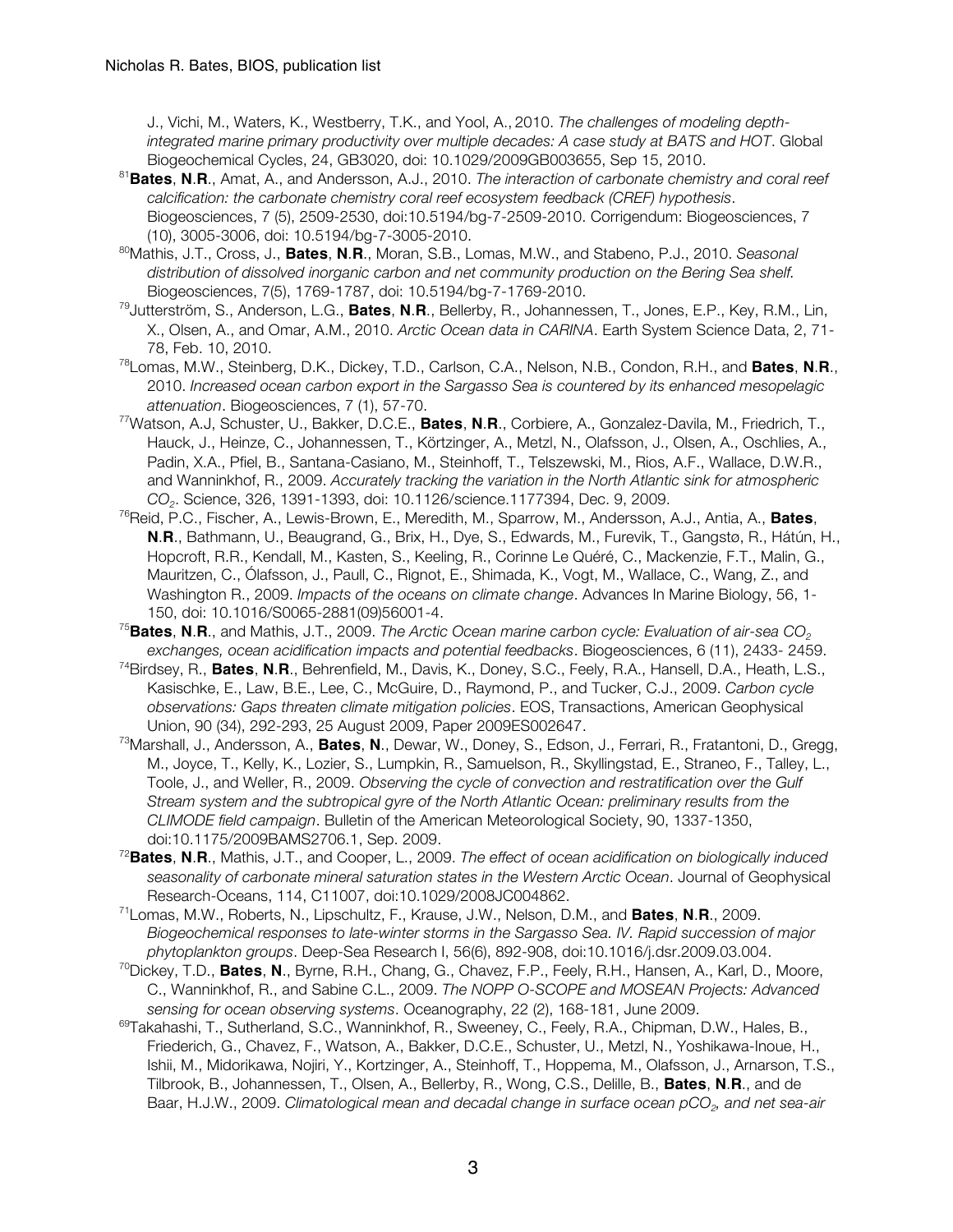J., Vichi, M., Waters, K., Westberry, T.K., and Yool, A., 2010. *The challenges of modeling depth-integrated marine primary productivity over multiple decades: A case study at BATS and HOT*. Global Biogeochemical Cycles, 24, GB3020, doi: 10.1029/2009GB003655, Sep 15, 2010.

[81]**Bates**, **N**.**R**., Amat, A., and Andersson, A.J., 2010. *The interaction of carbonate chemistry and coral reef calcification: the carbonate chemistry coral reef ecosystem feedback (CREF) hypothesis*. Biogeosciences, 7 (5), 2509-2530, doi:10.5194/bg-7-2509-2010. Corrigendum: Biogeosciences, 7 (10), 3005-3006, doi: 10.5194/bg-7-3005-2010.

[80]Mathis, J.T., Cross, J., **Bates**, **N**.**R**., Moran, S.B., Lomas, M.W., and Stabeno, P.J., 2010. *Seasonal distribution of dissolved inorganic carbon and net community production on the Bering Sea shelf.* Biogeosciences, 7(5), 1769-1787, doi: 10.5194/bg-7-1769-2010.

[79]Jutterström, S., Anderson, L.G., **Bates**, **N**.**R**., Bellerby, R., Johannessen, T., Jones, E.P., Key, R.M., Lin, X., Olsen, A., and Omar, A.M., 2010. *Arctic Ocean data in CARINA*. Earth System Science Data, 2, 71-78, Feb. 10, 2010.

[78]Lomas, M.W., Steinberg, D.K., Dickey, T.D., Carlson, C.A., Nelson, N.B., Condon, R.H., and **Bates**, **N**.**R**., 2010. *Increased ocean carbon export in the Sargasso Sea is countered by its enhanced mesopelagic attenuation*. Biogeosciences, 7 (1), 57-70.

[77]Watson, A.J, Schuster, U., Bakker, D.C.E., **Bates**, **N**.**R**., Corbiere, A., Gonzalez-Davila, M., Friedrich, T., Hauck, J., Heinze, C., Johannessen, T., Körtzinger, A., Metzl, N., Olafsson, J., Olsen, A., Oschlies, A., Padin, X.A., Pfiel, B., Santana-Casiano, M., Steinhoff, T., Telszewski, M., Rios, A.F., Wallace, D.W.R., and Wanninkhof, R., 2009. *Accurately tracking the variation in the North Atlantic sink for atmospheric $CO_2$*. Science, 326, 1391-1393, doi: 10.1126/science.1177394, Dec. 9, 2009.

[76]Reid, P.C., Fischer, A., Lewis-Brown, E., Meredith, M., Sparrow, M., Andersson, A.J., Antia, A., **Bates**, **N**.**R**., Bathmann, U., Beaugrand, G., Brix, H., Dye, S., Edwards, M., Furevik, T., Gangstø, R., Hátún, H., Hopcroft, R.R., Kendall, M., Kasten, S., Keeling, R., Corinne Le Quéré, C., Mackenzie, F.T., Malin, G., Mauritzen, C., Ólafsson, J., Paull, C., Rignot, E., Shimada, K., Vogt, M., Wallace, C., Wang, Z., and Washington R., 2009. *Impacts of the oceans on climate change*. Advances In Marine Biology, 56, 1-150, doi: 10.1016/S0065-2881(09)56001-4.

[75]**Bates**, **N**.**R**., and Mathis, J.T., 2009. *The Arctic Ocean marine carbon cycle: Evaluation of air-sea $CO_2$ exchanges, ocean acidification impacts and potential feedbacks*. Biogeosciences, 6 (11), 2433- 2459.

[74]Birdsey, R., **Bates**, **N**.**R**., Behrenfield, M., Davis, K., Doney, S.C., Feely, R.A., Hansell, D.A., Heath, L.S., Kasischke, E., Law, B.E., Lee, C., McGuire, D., Raymond, P., and Tucker, C.J., 2009. *Carbon cycle observations: Gaps threaten climate mitigation policies*. EOS, Transactions, American Geophysical Union, 90 (34), 292-293, 25 August 2009, Paper 2009ES002647.

[73]Marshall, J., Andersson, A., **Bates**, **N**., Dewar, W., Doney, S., Edson, J., Ferrari, R., Fratantoni, D., Gregg, M., Joyce, T., Kelly, K., Lozier, S., Lumpkin, R., Samuelson, R., Skyllingstad, E., Straneo, F., Talley, L., Toole, J., and Weller, R., 2009. *Observing the cycle of convection and restratification over the Gulf Stream system and the subtropical gyre of the North Atlantic Ocean: preliminary results from the CLIMODE field campaign*. Bulletin of the American Meteorological Society, 90, 1337-1350, doi:10.1175/2009BAMS2706.1, Sep. 2009.

[72]**Bates**, **N**.**R**., Mathis, J.T., and Cooper, L., 2009. *The effect of ocean acidification on biologically induced seasonality of carbonate mineral saturation states in the Western Arctic Ocean*. Journal of Geophysical Research-Oceans, 114, C11007, doi:10.1029/2008JC004862.

[71]Lomas, M.W., Roberts, N., Lipschultz, F., Krause, J.W., Nelson, D.M., and **Bates**, **N**.**R**., 2009. *Biogeochemical responses to late-winter storms in the Sargasso Sea. IV. Rapid succession of major phytoplankton groups*. Deep-Sea Research I, 56(6), 892-908, doi:10.1016/j.dsr.2009.03.004.

[70]Dickey, T.D., **Bates**, **N**., Byrne, R.H., Chang, G., Chavez, F.P., Feely, R.H., Hansen, A., Karl, D., Moore, C., Wanninkhof, R., and Sabine C.L., 2009. *The NOPP O-SCOPE and MOSEAN Projects: Advanced sensing for ocean observing systems*. Oceanography, 22 (2), 168-181, June 2009.

[69]Takahashi, T., Sutherland, S.C., Wanninkhof, R., Sweeney, C., Feely, R.A., Chipman, D.W., Hales, B., Friederich, G., Chavez, F., Watson, A., Bakker, D.C.E., Schuster, U., Metzl, N., Yoshikawa-Inoue, H., Ishii, M., Midorikawa, Nojiri, Y., Kortzinger, A., Steinhoff, T., Hoppema, M., Olafsson, J., Arnarson, T.S., Tilbrook, B., Johannessen, T., Olsen, A., Bellerby, R., Wong, C.S., Delille, B., **Bates**, **N**.**R**., and de Baar, H.J.W., 2009. *Climatological mean and decadal change in surface ocean $pCO_2$, and net sea-air*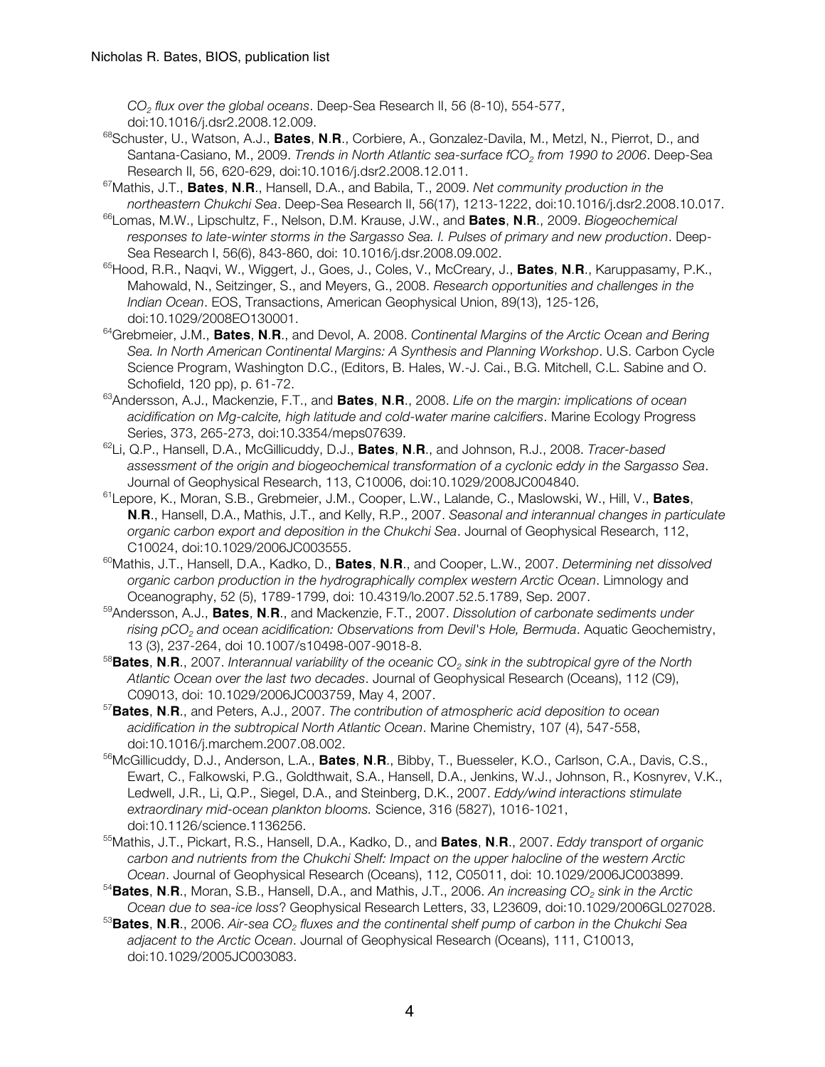*$CO_2$ flux over the global oceans*. Deep-Sea Research II, 56 (8-10), 554-577, doi:10.1016/j.dsr2.2008.12.009.

[68]Schuster, U., Watson, A.J., **Bates**, **N**.**R**., Corbiere, A., Gonzalez-Davila, M., Metzl, N., Pierrot, D., and Santana-Casiano, M., 2009. *Trends in North Atlantic sea-surface $fCO_2$ from 1990 to 2006*. Deep-Sea Research II, 56, 620-629, doi:10.1016/j.dsr2.2008.12.011.

[67]Mathis, J.T., **Bates**, **N**.**R**., Hansell, D.A., and Babila, T., 2009. *Net community production in the northeastern Chukchi Sea*. Deep-Sea Research II, 56(17), 1213-1222, doi:10.1016/j.dsr2.2008.10.017.

[66]Lomas, M.W., Lipschultz, F., Nelson, D.M. Krause, J.W., and **Bates**, **N**.**R**., 2009. *Biogeochemical responses to late-winter storms in the Sargasso Sea. I. Pulses of primary and new production*. Deep-Sea Research I, 56(6), 843-860, doi: 10.1016/j.dsr.2008.09.002.

[65]Hood, R.R., Naqvi, W., Wiggert, J., Goes, J., Coles, V., McCreary, J., **Bates**, **N**.**R**., Karuppasamy, P.K., Mahowald, N., Seitzinger, S., and Meyers, G., 2008. *Research opportunities and challenges in the Indian Ocean*. EOS, Transactions, American Geophysical Union, 89(13), 125-126, doi:10.1029/2008EO130001.

[64]Grebmeier, J.M., **Bates**, **N**.**R**., and Devol, A. 2008. *Continental Margins of the Arctic Ocean and Bering Sea. In North American Continental Margins: A Synthesis and Planning Workshop*. U.S. Carbon Cycle Science Program, Washington D.C., (Editors, B. Hales, W.-J. Cai., B.G. Mitchell, C.L. Sabine and O. Schofield, 120 pp), p. 61-72.

[63]Andersson, A.J., Mackenzie, F.T., and **Bates**, **N**.**R**., 2008. *Life on the margin: implications of ocean acidification on Mg-calcite, high latitude and cold-water marine calcifiers*. Marine Ecology Progress Series, 373, 265-273, doi:10.3354/meps07639.

[62]Li, Q.P., Hansell, D.A., McGillicuddy, D.J., **Bates**, **N**.**R**., and Johnson, R.J., 2008. *Tracer-based assessment of the origin and biogeochemical transformation of a cyclonic eddy in the Sargasso Sea*. Journal of Geophysical Research, 113, C10006, doi:10.1029/2008JC004840.

[61]Lepore, K., Moran, S.B., Grebmeier, J.M., Cooper, L.W., Lalande, C., Maslowski, W., Hill, V., **Bates**, **N**.**R**., Hansell, D.A., Mathis, J.T., and Kelly, R.P., 2007. *Seasonal and interannual changes in particulate organic carbon export and deposition in the Chukchi Sea*. Journal of Geophysical Research, 112, C10024, doi:10.1029/2006JC003555.

[60]Mathis, J.T., Hansell, D.A., Kadko, D., **Bates**, **N**.**R**., and Cooper, L.W., 2007. *Determining net dissolved organic carbon production in the hydrographically complex western Arctic Ocean*. Limnology and Oceanography, 52 (5), 1789-1799, doi: 10.4319/lo.2007.52.5.1789, Sep. 2007.

[59]Andersson, A.J., **Bates**, **N**.**R**., and Mackenzie, F.T., 2007. *Dissolution of carbonate sediments under rising $pCO_2$ and ocean acidification: Observations from Devil's Hole, Bermuda*. Aquatic Geochemistry, 13 (3), 237-264, doi 10.1007/s10498-007-9018-8.

[58]**Bates**, **N**.**R**., 2007. *Interannual variability of the oceanic $CO_2$ sink in the subtropical gyre of the North Atlantic Ocean over the last two decades*. Journal of Geophysical Research (Oceans), 112 (C9), C09013, doi: 10.1029/2006JC003759, May 4, 2007.

[57]**Bates**, **N**.**R**., and Peters, A.J., 2007. *The contribution of atmospheric acid deposition to ocean acidification in the subtropical North Atlantic Ocean*. Marine Chemistry, 107 (4), 547-558, doi:10.1016/j.marchem.2007.08.002.

[56]McGillicuddy, D.J., Anderson, L.A., **Bates**, **N**.**R**., Bibby, T., Buesseler, K.O., Carlson, C.A., Davis, C.S., Ewart, C., Falkowski, P.G., Goldthwait, S.A., Hansell, D.A., Jenkins, W.J., Johnson, R., Kosnyrev, V.K., Ledwell, J.R., Li, Q.P., Siegel, D.A., and Steinberg, D.K., 2007. *Eddy/wind interactions stimulate extraordinary mid-ocean plankton blooms.* Science, 316 (5827), 1016-1021, doi:10.1126/science.1136256.

[55]Mathis, J.T., Pickart, R.S., Hansell, D.A., Kadko, D., and **Bates**, **N**.**R**., 2007. *Eddy transport of organic carbon and nutrients from the Chukchi Shelf: Impact on the upper halocline of the western Arctic Ocean*. Journal of Geophysical Research (Oceans), 112, C05011, doi: 10.1029/2006JC003899.

[54]**Bates**, **N**.**R**., Moran, S.B., Hansell, D.A., and Mathis, J.T., 2006. *An increasing $CO_2$ sink in the Arctic Ocean due to sea-ice loss*? Geophysical Research Letters, 33, L23609, doi:10.1029/2006GL027028.

[53]**Bates**, **N**.**R**., 2006. *Air-sea $CO_2$ fluxes and the continental shelf pump of carbon in the Chukchi Sea adjacent to the Arctic Ocean*. Journal of Geophysical Research (Oceans), 111, C10013, doi:10.1029/2005JC003083.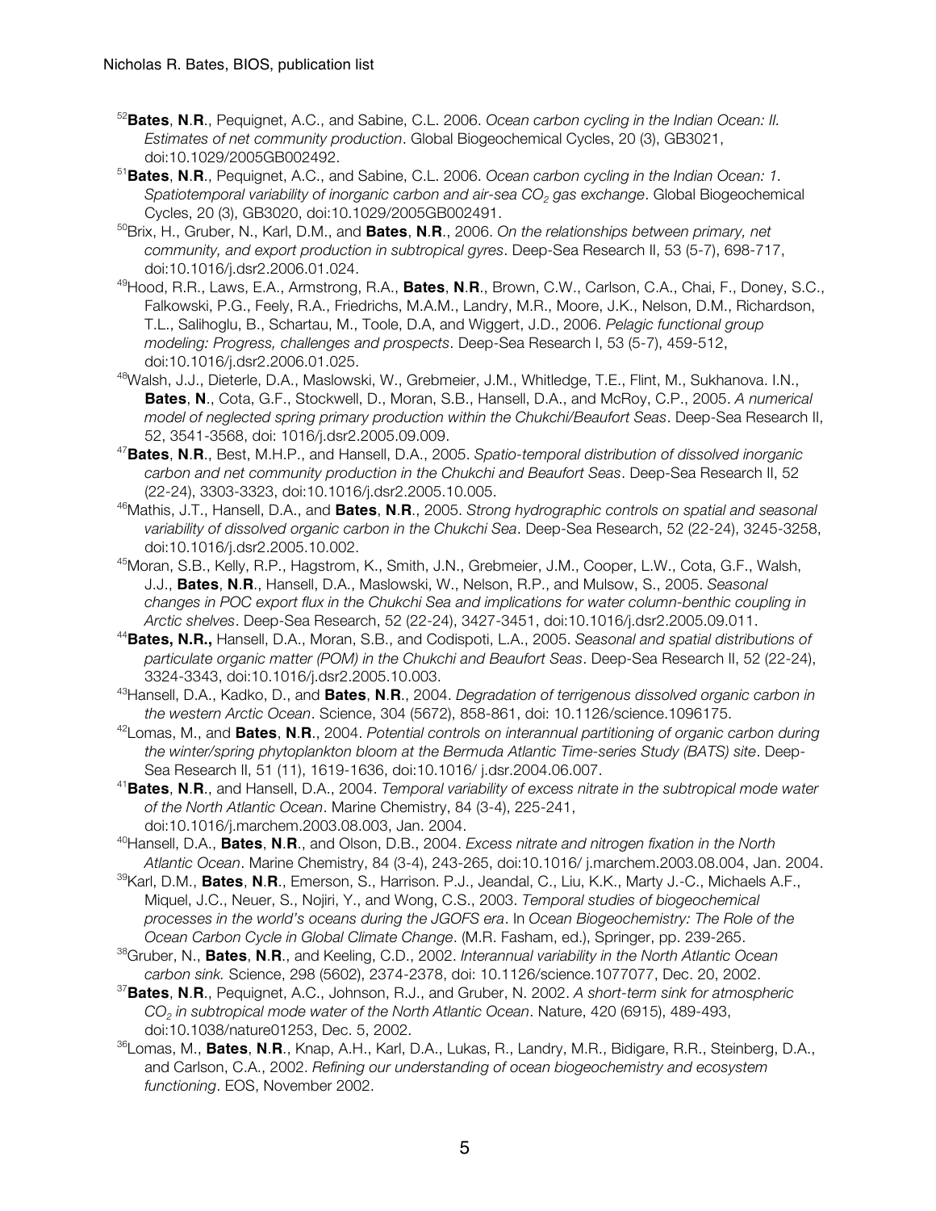[52]**Bates**, **N**.**R**., Pequignet, A.C., and Sabine, C.L. 2006. *Ocean carbon cycling in the Indian Ocean: II. Estimates of net community production*. Global Biogeochemical Cycles, 20 (3), GB3021, doi:10.1029/2005GB002492.

[51]**Bates**, **N**.**R**., Pequignet, A.C., and Sabine, C.L. 2006. *Ocean carbon cycling in the Indian Ocean: 1. Spatiotemporal variability of inorganic carbon and air-sea $CO_2$ gas exchange*. Global Biogeochemical Cycles, 20 (3), GB3020, doi:10.1029/2005GB002491.

[50]Brix, H., Gruber, N., Karl, D.M., and **Bates**, **N**.**R**., 2006. *On the relationships between primary, net community, and export production in subtropical gyres*. Deep-Sea Research II, 53 (5-7), 698-717, doi:10.1016/j.dsr2.2006.01.024.

[49]Hood, R.R., Laws, E.A., Armstrong, R.A., **Bates**, **N**.**R**., Brown, C.W., Carlson, C.A., Chai, F., Doney, S.C., Falkowski, P.G., Feely, R.A., Friedrichs, M.A.M., Landry, M.R., Moore, J.K., Nelson, D.M., Richardson, T.L., Salihoglu, B., Schartau, M., Toole, D.A, and Wiggert, J.D., 2006. *Pelagic functional group modeling: Progress, challenges and prospects*. Deep-Sea Research I, 53 (5-7), 459-512, doi:10.1016/j.dsr2.2006.01.025.

[48]Walsh, J.J., Dieterle, D.A., Maslowski, W., Grebmeier, J.M., Whitledge, T.E., Flint, M., Sukhanova. I.N., **Bates**, **N**., Cota, G.F., Stockwell, D., Moran, S.B., Hansell, D.A., and McRoy, C.P., 2005. *A numerical model of neglected spring primary production within the Chukchi/Beaufort Seas*. Deep-Sea Research II, 52, 3541-3568, doi: 1016/j.dsr2.2005.09.009.

[47]**Bates**, **N**.**R**., Best, M.H.P., and Hansell, D.A., 2005. *Spatio-temporal distribution of dissolved inorganic carbon and net community production in the Chukchi and Beaufort Seas*. Deep-Sea Research II, 52 (22-24), 3303-3323, doi:10.1016/j.dsr2.2005.10.005.

[46]Mathis, J.T., Hansell, D.A., and **Bates**, **N**.**R**., 2005. *Strong hydrographic controls on spatial and seasonal variability of dissolved organic carbon in the Chukchi Sea*. Deep-Sea Research, 52 (22-24), 3245-3258, doi:10.1016/j.dsr2.2005.10.002.

[45]Moran, S.B., Kelly, R.P., Hagstrom, K., Smith, J.N., Grebmeier, J.M., Cooper, L.W., Cota, G.F., Walsh, J.J., **Bates**, **N**.**R**., Hansell, D.A., Maslowski, W., Nelson, R.P., and Mulsow, S., 2005. *Seasonal changes in POC export flux in the Chukchi Sea and implications for water column-benthic coupling in Arctic shelves*. Deep-Sea Research, 52 (22-24), 3427-3451, doi:10.1016/j.dsr2.2005.09.011.

[44]**Bates, N.R.,** Hansell, D.A., Moran, S.B., and Codispoti, L.A., 2005. *Seasonal and spatial distributions of particulate organic matter (POM) in the Chukchi and Beaufort Seas*. Deep-Sea Research II, 52 (22-24), 3324-3343, doi:10.1016/j.dsr2.2005.10.003.

[43]Hansell, D.A., Kadko, D., and **Bates**, **N**.**R**., 2004. *Degradation of terrigenous dissolved organic carbon in the western Arctic Ocean*. Science, 304 (5672), 858-861, doi: 10.1126/science.1096175.

[42]Lomas, M., and **Bates**, **N**.**R**., 2004. *Potential controls on interannual partitioning of organic carbon during the winter/spring phytoplankton bloom at the Bermuda Atlantic Time-series Study (BATS) site*. Deep-Sea Research II, 51 (11), 1619-1636, doi:10.1016/ j.dsr.2004.06.007.

[41]**Bates**, **N**.**R**., and Hansell, D.A., 2004. *Temporal variability of excess nitrate in the subtropical mode water of the North Atlantic Ocean*. Marine Chemistry, 84 (3-4), 225-241, doi:10.1016/j.marchem.2003.08.003, Jan. 2004.

[40]Hansell, D.A., **Bates**, **N**.**R**., and Olson, D.B., 2004. *Excess nitrate and nitrogen fixation in the North Atlantic Ocean*. Marine Chemistry, 84 (3-4), 243-265, doi:10.1016/ j.marchem.2003.08.004, Jan. 2004.

[39]Karl, D.M., **Bates**, **N**.**R**., Emerson, S., Harrison. P.J., Jeandal, C., Liu, K.K., Marty J.-C., Michaels A.F., Miquel, J.C., Neuer, S., Nojiri, Y., and Wong, C.S., 2003. *Temporal studies of biogeochemical processes in the world's oceans during the JGOFS era*. In *Ocean Biogeochemistry: The Role of the Ocean Carbon Cycle in Global Climate Change*. (M.R. Fasham, ed.), Springer, pp. 239-265.

[38]Gruber, N., **Bates**, **N**.**R**., and Keeling, C.D., 2002. *Interannual variability in the North Atlantic Ocean carbon sink.* Science, 298 (5602), 2374-2378, doi: 10.1126/science.1077077, Dec. 20, 2002.

[37]**Bates**, **N**.**R**., Pequignet, A.C., Johnson, R.J., and Gruber, N. 2002. *A short-term sink for atmospheric $CO_2$ in subtropical mode water of the North Atlantic Ocean*. Nature, 420 (6915), 489-493, doi:10.1038/nature01253, Dec. 5, 2002.

[36]Lomas, M., **Bates**, **N**.**R**., Knap, A.H., Karl, D.A., Lukas, R., Landry, M.R., Bidigare, R.R., Steinberg, D.A., and Carlson, C.A., 2002. *Refining our understanding of ocean biogeochemistry and ecosystem functioning*. EOS, November 2002.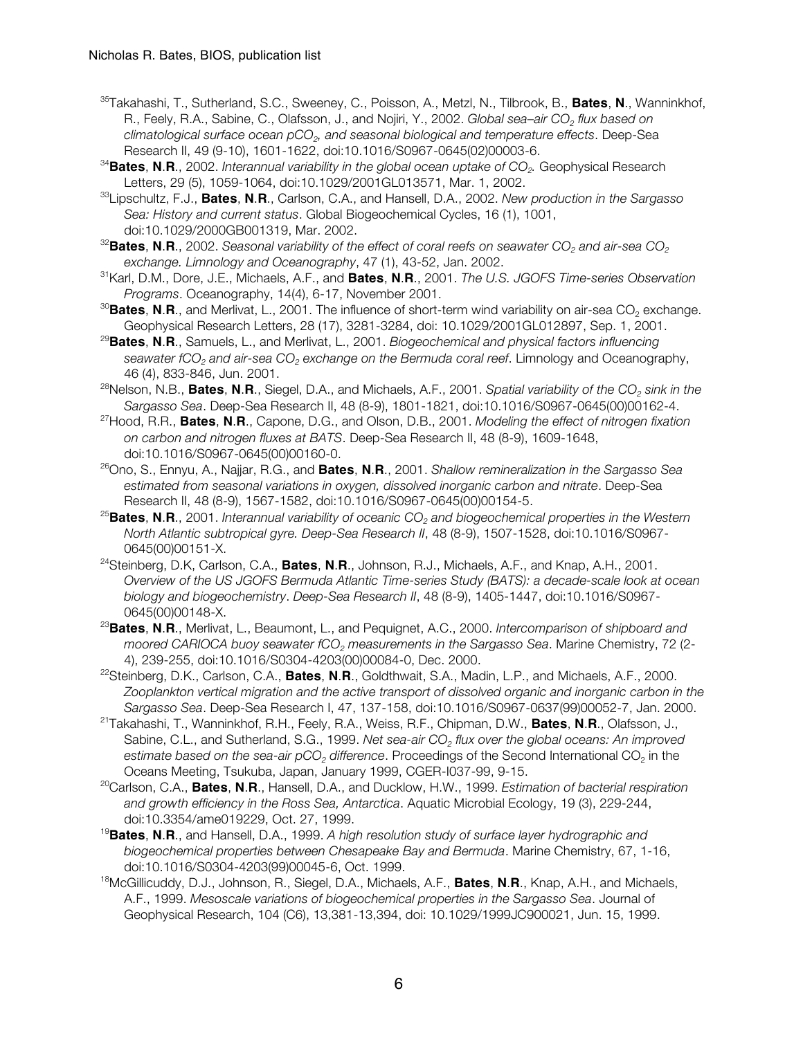[35]Takahashi, T., Sutherland, S.C., Sweeney, C., Poisson, A., Metzl, N., Tilbrook, B., **Bates**, **N**., Wanninkhof, R., Feely, R.A., Sabine, C., Olafsson, J., and Nojiri, Y., 2002. *Global sea–air $CO_2$ flux based on climatological surface ocean $pCO_2$, and seasonal biological and temperature effects*. Deep-Sea Research II, 49 (9-10), 1601-1622, doi:10.1016/S0967-0645(02)00003-6.

[34]**Bates**, **N**.**R**., 2002. *Interannual variability in the global ocean uptake of $CO_2$.* Geophysical Research Letters, 29 (5), 1059-1064, doi:10.1029/2001GL013571, Mar. 1, 2002.

[33]Lipschultz, F.J., **Bates**, **N**.**R**., Carlson, C.A., and Hansell, D.A., 2002. *New production in the Sargasso Sea: History and current status*. Global Biogeochemical Cycles, 16 (1), 1001, doi:10.1029/2000GB001319, Mar. 2002.

[32]**Bates**, **N**.**R**., 2002. *Seasonal variability of the effect of coral reefs on seawater $CO_2$ and air-sea $CO_2$ exchange. Limnology and Oceanography*, 47 (1), 43-52, Jan. 2002.

[31]Karl, D.M., Dore, J.E., Michaels, A.F., and **Bates**, **N**.**R**., 2001. *The U.S. JGOFS Time-series Observation Programs*. Oceanography, 14(4), 6-17, November 2001.

[30]**Bates**, **N**.**R**., and Merlivat, L., 2001. The influence of short-term wind variability on air-sea $CO_2$ exchange. Geophysical Research Letters, 28 (17), 3281-3284, doi: 10.1029/2001GL012897, Sep. 1, 2001.

[29]**Bates**, **N**.**R**., Samuels, L., and Merlivat, L., 2001. *Biogeochemical and physical factors influencing seawater $fCO_2$ and air-sea $CO_2$ exchange on the Bermuda coral reef*. Limnology and Oceanography, 46 (4), 833-846, Jun. 2001.

[28]Nelson, N.B., **Bates**, **N**.**R**., Siegel, D.A., and Michaels, A.F., 2001. *Spatial variability of the $CO_2$ sink in the Sargasso Sea*. Deep-Sea Research II, 48 (8-9), 1801-1821, doi:10.1016/S0967-0645(00)00162-4.

[27]Hood, R.R., **Bates**, **N**.**R**., Capone, D.G., and Olson, D.B., 2001. *Modeling the effect of nitrogen fixation on carbon and nitrogen fluxes at BATS*. Deep-Sea Research II, 48 (8-9), 1609-1648, doi:10.1016/S0967-0645(00)00160-0.

[26]Ono, S., Ennyu, A., Najjar, R.G., and **Bates**, **N**.**R**., 2001. *Shallow remineralization in the Sargasso Sea estimated from seasonal variations in oxygen, dissolved inorganic carbon and nitrate*. Deep-Sea Research II, 48 (8-9), 1567-1582, doi:10.1016/S0967-0645(00)00154-5.

[25]**Bates**, **N**.**R**., 2001. *Interannual variability of oceanic $CO_2$ and biogeochemical properties in the Western North Atlantic subtropical gyre. Deep-Sea Research II*, 48 (8-9), 1507-1528, doi:10.1016/S0967-0645(00)00151-X.

[24]Steinberg, D.K, Carlson, C.A., **Bates**, **N**.**R**., Johnson, R.J., Michaels, A.F., and Knap, A.H., 2001. *Overview of the US JGOFS Bermuda Atlantic Time-series Study (BATS): a decade-scale look at ocean biology and biogeochemistry*. *Deep-Sea Research II*, 48 (8-9), 1405-1447, doi:10.1016/S0967-0645(00)00148-X.

[23]**Bates**, **N**.**R**., Merlivat, L., Beaumont, L., and Pequignet, A.C., 2000. *Intercomparison of shipboard and moored CARIOCA buoy seawater $fCO_2$ measurements in the Sargasso Sea*. Marine Chemistry, 72 (2-4), 239-255, doi:10.1016/S0304-4203(00)00084-0, Dec. 2000.

[22]Steinberg, D.K., Carlson, C.A., **Bates**, **N**.**R**., Goldthwait, S.A., Madin, L.P., and Michaels, A.F., 2000. *Zooplankton vertical migration and the active transport of dissolved organic and inorganic carbon in the Sargasso Sea*. Deep-Sea Research I, 47, 137-158, doi:10.1016/S0967-0637(99)00052-7, Jan. 2000.

[21]Takahashi, T., Wanninkhof, R.H., Feely, R.A., Weiss, R.F., Chipman, D.W., **Bates**, **N**.**R**., Olafsson, J., Sabine, C.L., and Sutherland, S.G., 1999. *Net sea-air $CO_2$ flux over the global oceans: An improved estimate based on the sea-air $pCO_2$ difference*. Proceedings of the Second International $CO_2$ in the Oceans Meeting, Tsukuba, Japan, January 1999, CGER-I037-99, 9-15.

[20]Carlson, C.A., **Bates**, **N**.**R**., Hansell, D.A., and Ducklow, H.W., 1999. *Estimation of bacterial respiration and growth efficiency in the Ross Sea, Antarctica*. Aquatic Microbial Ecology, 19 (3), 229-244, doi:10.3354/ame019229, Oct. 27, 1999.

[19]**Bates**, **N**.**R**., and Hansell, D.A., 1999. *A high resolution study of surface layer hydrographic and biogeochemical properties between Chesapeake Bay and Bermuda*. Marine Chemistry, 67, 1-16, doi:10.1016/S0304-4203(99)00045-6, Oct. 1999.

[18]McGillicuddy, D.J., Johnson, R., Siegel, D.A., Michaels, A.F., **Bates**, **N**.**R**., Knap, A.H., and Michaels, A.F., 1999. *Mesoscale variations of biogeochemical properties in the Sargasso Sea*. Journal of Geophysical Research, 104 (C6), 13,381-13,394, doi: 10.1029/1999JC900021, Jun. 15, 1999.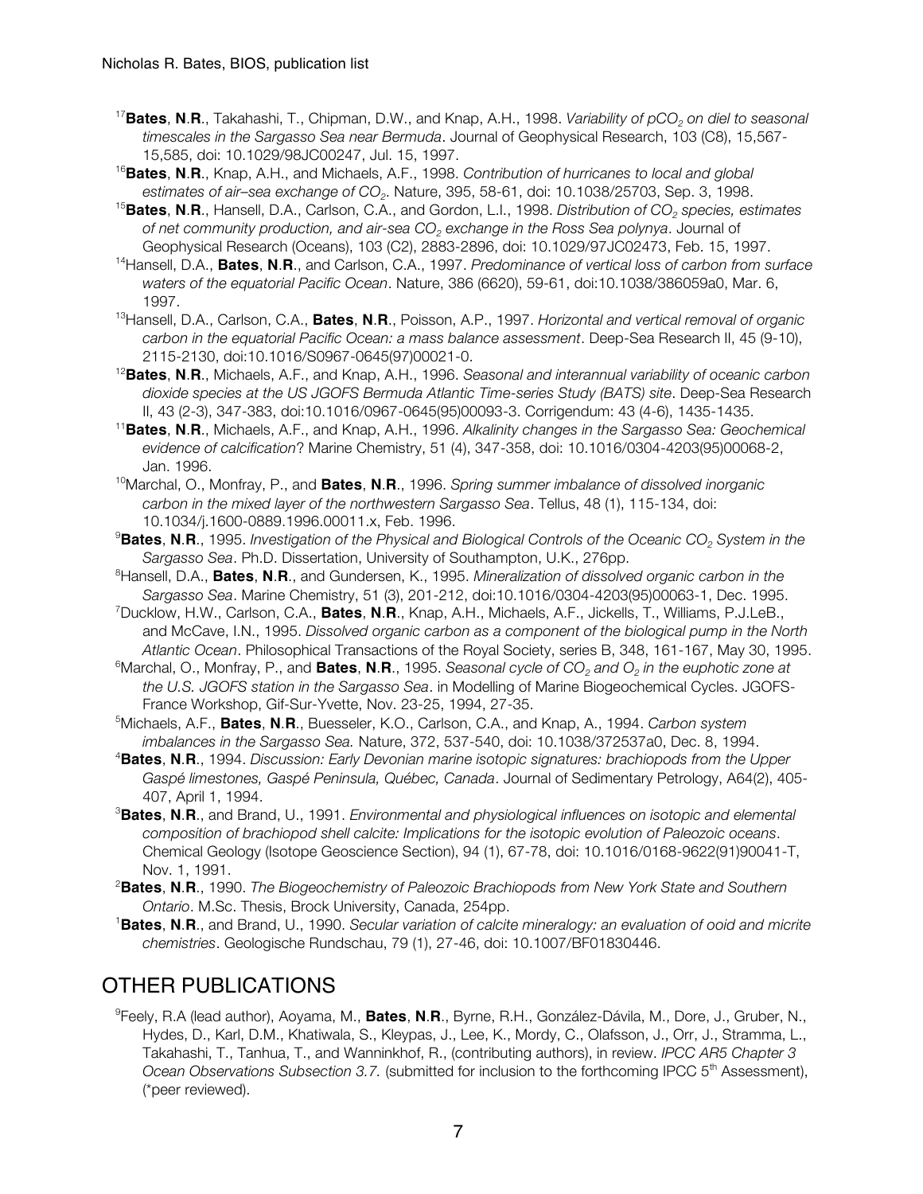[17]**Bates**, **N**.**R**., Takahashi, T., Chipman, D.W., and Knap, A.H., 1998. *Variability of $pCO_2$ on diel to seasonal timescales in the Sargasso Sea near Bermuda*. Journal of Geophysical Research, 103 (C8), 15,567-15,585, doi: 10.1029/98JC00247, Jul. 15, 1997.

[16]**Bates**, **N**.**R**., Knap, A.H., and Michaels, A.F., 1998. *Contribution of hurricanes to local and global estimates of air–sea exchange of $CO_2$*. Nature, 395, 58-61, doi: 10.1038/25703, Sep. 3, 1998.

[15]**Bates**, **N**.**R**., Hansell, D.A., Carlson, C.A., and Gordon, L.I., 1998. *Distribution of $CO_2$ species, estimates of net community production, and air-sea $CO_2$ exchange in the Ross Sea polynya*. Journal of Geophysical Research (Oceans), 103 (C2), 2883-2896, doi: 10.1029/97JC02473, Feb. 15, 1997.

[14]Hansell, D.A., **Bates**, **N**.**R**., and Carlson, C.A., 1997. *Predominance of vertical loss of carbon from surface waters of the equatorial Pacific Ocean*. Nature, 386 (6620), 59-61, doi:10.1038/386059a0, Mar. 6, 1997.

[13]Hansell, D.A., Carlson, C.A., **Bates**, **N**.**R**., Poisson, A.P., 1997. *Horizontal and vertical removal of organic carbon in the equatorial Pacific Ocean: a mass balance assessment*. Deep-Sea Research II, 45 (9-10), 2115-2130, doi:10.1016/S0967-0645(97)00021-0.

[12]**Bates**, **N**.**R**., Michaels, A.F., and Knap, A.H., 1996. *Seasonal and interannual variability of oceanic carbon dioxide species at the US JGOFS Bermuda Atlantic Time-series Study (BATS) site*. Deep-Sea Research II, 43 (2-3), 347-383, doi:10.1016/0967-0645(95)00093-3. Corrigendum: 43 (4-6), 1435-1435.

[11]**Bates**, **N**.**R**., Michaels, A.F., and Knap, A.H., 1996. *Alkalinity changes in the Sargasso Sea: Geochemical evidence of calcification*? Marine Chemistry, 51 (4), 347-358, doi: 10.1016/0304-4203(95)00068-2, Jan. 1996.

[10]Marchal, O., Monfray, P., and **Bates**, **N**.**R**., 1996. *Spring summer imbalance of dissolved inorganic carbon in the mixed layer of the northwestern Sargasso Sea*. Tellus, 48 (1), 115-134, doi: 10.1034/j.1600-0889.1996.00011.x, Feb. 1996.

[9]**Bates**, **N**.**R**., 1995. *Investigation of the Physical and Biological Controls of the Oceanic $CO_2$ System in the Sargasso Sea*. Ph.D. Dissertation, University of Southampton, U.K., 276pp.

[8]Hansell, D.A., **Bates**, **N**.**R**., and Gundersen, K., 1995. *Mineralization of dissolved organic carbon in the Sargasso Sea*. Marine Chemistry, 51 (3), 201-212, doi:10.1016/0304-4203(95)00063-1, Dec. 1995.

[7]Ducklow, H.W., Carlson, C.A., **Bates**, **N**.**R**., Knap, A.H., Michaels, A.F., Jickells, T., Williams, P.J.LeB., and McCave, I.N., 1995. *Dissolved organic carbon as a component of the biological pump in the North Atlantic Ocean*. Philosophical Transactions of the Royal Society, series B, 348, 161-167, May 30, 1995.

[6]Marchal, O., Monfray, P., and **Bates**, **N**.**R**., 1995. *Seasonal cycle of $CO_2$ and $O_2$ in the euphotic zone at the U.S. JGOFS station in the Sargasso Sea*. in Modelling of Marine Biogeochemical Cycles. JGOFS-France Workshop, Gif-Sur-Yvette, Nov. 23-25, 1994, 27-35.

[5]Michaels, A.F., **Bates**, **N**.**R**., Buesseler, K.O., Carlson, C.A., and Knap, A., 1994. *Carbon system imbalances in the Sargasso Sea.* Nature, 372, 537-540, doi: 10.1038/372537a0, Dec. 8, 1994.

[4]**Bates**, **N**.**R**., 1994. *Discussion: Early Devonian marine isotopic signatures: brachiopods from the Upper Gaspé limestones, Gaspé Peninsula, Québec, Canada*. Journal of Sedimentary Petrology, A64(2), 405-407, April 1, 1994.

[3]**Bates**, **N**.**R**., and Brand, U., 1991. *Environmental and physiological influences on isotopic and elemental composition of brachiopod shell calcite: Implications for the isotopic evolution of Paleozoic oceans*. Chemical Geology (Isotope Geoscience Section), 94 (1), 67-78, doi: 10.1016/0168-9622(91)90041-T, Nov. 1, 1991.

[2]**Bates**, **N**.**R**., 1990. *The Biogeochemistry of Paleozoic Brachiopods from New York State and Southern Ontario*. M.Sc. Thesis, Brock University, Canada, 254pp.

[1]**Bates**, **N**.**R**., and Brand, U., 1990. *Secular variation of calcite mineralogy: an evaluation of ooid and micrite chemistries*. Geologische Rundschau, 79 (1), 27-46, doi: 10.1007/BF01830446.

## OTHER PUBLICATIONS

[9]Feely, R.A (lead author), Aoyama, M., **Bates**, **N**.**R**., Byrne, R.H., González-Dávila, M., Dore, J., Gruber, N., Hydes, D., Karl, D.M., Khatiwala, S., Kleypas, J., Lee, K., Mordy, C., Olafsson, J., Orr, J., Stramma, L., Takahashi, T., Tanhua, T., and Wanninkhof, R., (contributing authors), in review. *IPCC AR5 Chapter 3 Ocean Observations Subsection 3.7.* (submitted for inclusion to the forthcoming IPCC 5th Assessment), (*peer reviewed).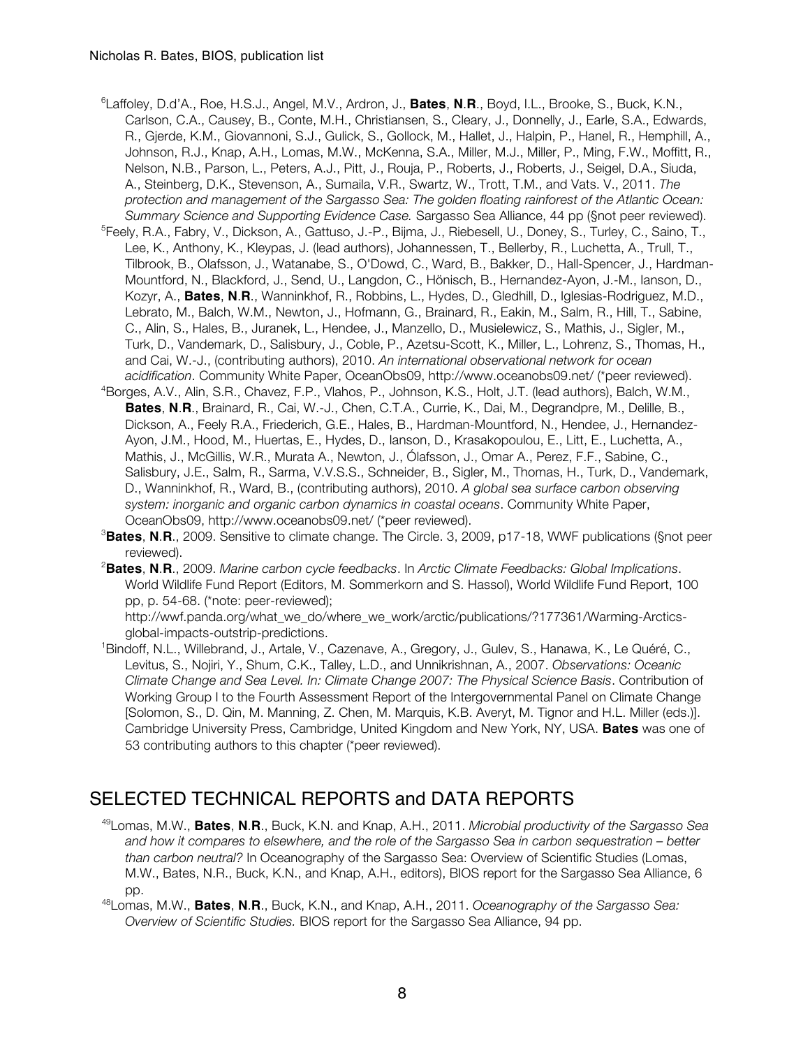[6]Laffoley, D.d'A., Roe, H.S.J., Angel, M.V., Ardron, J., **Bates**, **N**.**R**., Boyd, I.L., Brooke, S., Buck, K.N., Carlson, C.A., Causey, B., Conte, M.H., Christiansen, S., Cleary, J., Donnelly, J., Earle, S.A., Edwards, R., Gjerde, K.M., Giovannoni, S.J., Gulick, S., Gollock, M., Hallet, J., Halpin, P., Hanel, R., Hemphill, A., Johnson, R.J., Knap, A.H., Lomas, M.W., McKenna, S.A., Miller, M.J., Miller, P., Ming, F.W., Moffitt, R., Nelson, N.B., Parson, L., Peters, A.J., Pitt, J., Rouja, P., Roberts, J., Roberts, J., Seigel, D.A., Siuda, A., Steinberg, D.K., Stevenson, A., Sumaila, V.R., Swartz, W., Trott, T.M., and Vats. V., 2011. *The protection and management of the Sargasso Sea: The golden floating rainforest of the Atlantic Ocean: Summary Science and Supporting Evidence Case.* Sargasso Sea Alliance, 44 pp (§not peer reviewed).

[5]Feely, R.A., Fabry, V., Dickson, A., Gattuso, J.-P., Bijma, J., Riebesell, U., Doney, S., Turley, C., Saino, T., Lee, K., Anthony, K., Kleypas, J. (lead authors), Johannessen, T., Bellerby, R., Luchetta, A., Trull, T., Tilbrook, B., Olafsson, J., Watanabe, S., O'Dowd, C., Ward, B., Bakker, D., Hall-Spencer, J., Hardman-Mountford, N., Blackford, J., Send, U., Langdon, C., Hönisch, B., Hernandez-Ayon, J.-M., Ianson, D., Kozyr, A., **Bates**, **N**.**R**., Wanninkhof, R., Robbins, L., Hydes, D., Gledhill, D., Iglesias-Rodriguez, M.D., Lebrato, M., Balch, W.M., Newton, J., Hofmann, G., Brainard, R., Eakin, M., Salm, R., Hill, T., Sabine, C., Alin, S., Hales, B., Juranek, L., Hendee, J., Manzello, D., Musielewicz, S., Mathis, J., Sigler, M., Turk, D., Vandemark, D., Salisbury, J., Coble, P., Azetsu-Scott, K., Miller, L., Lohrenz, S., Thomas, H., and Cai, W.-J., (contributing authors), 2010. *An international observational network for ocean acidification*. Community White Paper, OceanObs09, http://www.oceanobs09.net/ (*peer reviewed).

[4]Borges, A.V., Alin, S.R., Chavez, F.P., Vlahos, P., Johnson, K.S., Holt, J.T. (lead authors), Balch, W.M., **Bates**, **N**.**R**., Brainard, R., Cai, W.-J., Chen, C.T.A., Currie, K., Dai, M., Degrandpre, M., Delille, B., Dickson, A., Feely R.A., Friederich, G.E., Hales, B., Hardman-Mountford, N., Hendee, J., Hernandez-Ayon, J.M., Hood, M., Huertas, E., Hydes, D., Ianson, D., Krasakopoulou, E., Litt, E., Luchetta, A., Mathis, J., McGillis, W.R., Murata A., Newton, J., Ólafsson, J., Omar A., Perez, F.F., Sabine, C., Salisbury, J.E., Salm, R., Sarma, V.V.S.S., Schneider, B., Sigler, M., Thomas, H., Turk, D., Vandemark, D., Wanninkhof, R., Ward, B., (contributing authors), 2010. *A global sea surface carbon observing system: inorganic and organic carbon dynamics in coastal oceans*. Community White Paper, OceanObs09, http://www.oceanobs09.net/ (*peer reviewed).

[3]**Bates**, **N**.**R**., 2009. Sensitive to climate change. The Circle. 3, 2009, p17-18, WWF publications (§not peer reviewed).

[2]**Bates**, **N**.**R**., 2009. *Marine carbon cycle feedbacks*. In *Arctic Climate Feedbacks: Global Implications*. World Wildlife Fund Report (Editors, M. Sommerkorn and S. Hassol), World Wildlife Fund Report, 100 pp, p. 54-68. (*note: peer-reviewed); http://wwf.panda.org/what_we_do/where_we_work/arctic/publications/?177361/Warming-Arctics-global-impacts-outstrip-predictions.

[1]Bindoff, N.L., Willebrand, J., Artale, V., Cazenave, A., Gregory, J., Gulev, S., Hanawa, K., Le Quéré, C., Levitus, S., Nojiri, Y., Shum, C.K., Talley, L.D., and Unnikrishnan, A., 2007. *Observations: Oceanic Climate Change and Sea Level. In: Climate Change 2007: The Physical Science Basis*. Contribution of Working Group I to the Fourth Assessment Report of the Intergovernmental Panel on Climate Change [Solomon, S., D. Qin, M. Manning, Z. Chen, M. Marquis, K.B. Averyt, M. Tignor and H.L. Miller (eds.)]. Cambridge University Press, Cambridge, United Kingdom and New York, NY, USA. **Bates** was one of 53 contributing authors to this chapter (*peer reviewed).

## SELECTED TECHNICAL REPORTS and DATA REPORTS

[49]Lomas, M.W., **Bates**, **N**.**R**., Buck, K.N. and Knap, A.H., 2011. *Microbial productivity of the Sargasso Sea and how it compares to elsewhere, and the role of the Sargasso Sea in carbon sequestration – better than carbon neutral?* In Oceanography of the Sargasso Sea: Overview of Scientific Studies (Lomas, M.W., Bates, N.R., Buck, K.N., and Knap, A.H., editors), BIOS report for the Sargasso Sea Alliance, 6 pp.

[48]Lomas, M.W., **Bates**, **N**.**R**., Buck, K.N., and Knap, A.H., 2011. *Oceanography of the Sargasso Sea: Overview of Scientific Studies.* BIOS report for the Sargasso Sea Alliance, 94 pp.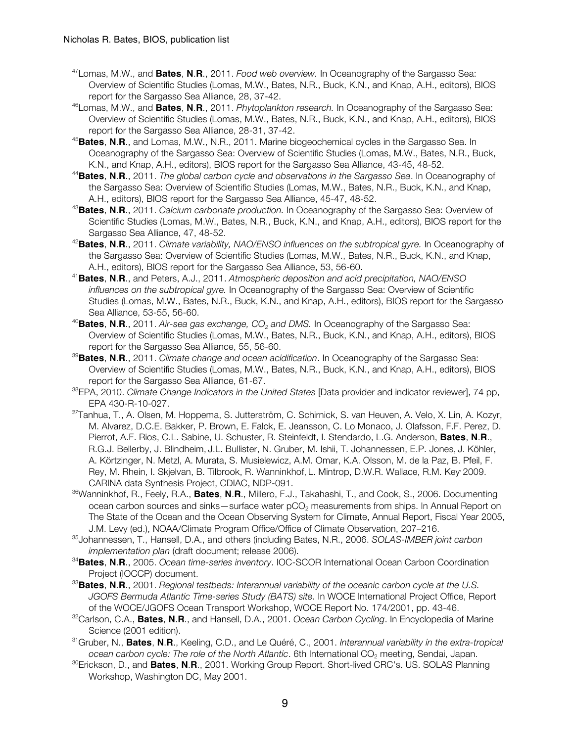[47]Lomas, M.W., and **Bates**, **N**.**R**., 2011. *Food web overview.* In Oceanography of the Sargasso Sea: Overview of Scientific Studies (Lomas, M.W., Bates, N.R., Buck, K.N., and Knap, A.H., editors), BIOS report for the Sargasso Sea Alliance, 28, 37-42.

[46]Lomas, M.W., and **Bates**, **N**.**R**., 2011. *Phytoplankton research.* In Oceanography of the Sargasso Sea: Overview of Scientific Studies (Lomas, M.W., Bates, N.R., Buck, K.N., and Knap, A.H., editors), BIOS report for the Sargasso Sea Alliance, 28-31, 37-42.

[45]**Bates**, **N**.**R**., and Lomas, M.W., N.R., 2011. Marine biogeochemical cycles in the Sargasso Sea. In Oceanography of the Sargasso Sea: Overview of Scientific Studies (Lomas, M.W., Bates, N.R., Buck, K.N., and Knap, A.H., editors), BIOS report for the Sargasso Sea Alliance, 43-45, 48-52.

[44]**Bates**, **N**.**R**., 2011. *The global carbon cycle and observations in the Sargasso Sea*. In Oceanography of the Sargasso Sea: Overview of Scientific Studies (Lomas, M.W., Bates, N.R., Buck, K.N., and Knap, A.H., editors), BIOS report for the Sargasso Sea Alliance, 45-47, 48-52.

[43]**Bates**, **N**.**R**., 2011. *Calcium carbonate production.* In Oceanography of the Sargasso Sea: Overview of Scientific Studies (Lomas, M.W., Bates, N.R., Buck, K.N., and Knap, A.H., editors), BIOS report for the Sargasso Sea Alliance, 47, 48-52.

[42]**Bates**, **N**.**R**., 2011. *Climate variability, NAO/ENSO influences on the subtropical gyre.* In Oceanography of the Sargasso Sea: Overview of Scientific Studies (Lomas, M.W., Bates, N.R., Buck, K.N., and Knap, A.H., editors), BIOS report for the Sargasso Sea Alliance, 53, 56-60.

[41]**Bates**, **N**.**R**., and Peters, A.J., 2011. *Atmospheric deposition and acid precipitation, NAO/ENSO influences on the subtropical gyre.* In Oceanography of the Sargasso Sea: Overview of Scientific Studies (Lomas, M.W., Bates, N.R., Buck, K.N., and Knap, A.H., editors), BIOS report for the Sargasso Sea Alliance, 53-55, 56-60.

[40]**Bates**, **N**.**R**., 2011. *Air-sea gas exchange, $CO_2$ and DMS.* In Oceanography of the Sargasso Sea: Overview of Scientific Studies (Lomas, M.W., Bates, N.R., Buck, K.N., and Knap, A.H., editors), BIOS report for the Sargasso Sea Alliance, 55, 56-60.

[39]**Bates**, **N**.**R**., 2011. *Climate change and ocean acidification*. In Oceanography of the Sargasso Sea: Overview of Scientific Studies (Lomas, M.W., Bates, N.R., Buck, K.N., and Knap, A.H., editors), BIOS report for the Sargasso Sea Alliance, 61-67.

[38]EPA, 2010. *Climate Change Indicators in the United States* [Data provider and indicator reviewer], 74 pp, EPA 430-R-10-027.

[37]Tanhua, T., A. Olsen, M. Hoppema, S. Jutterström, C. Schirnick, S. van Heuven, A. Velo, X. Lin, A. Kozyr, M. Alvarez, D.C.E. Bakker, P. Brown, E. Falck, E. Jeansson, C. Lo Monaco, J. Olafsson, F.F. Perez, D. Pierrot, A.F. Rios, C.L. Sabine, U. Schuster, R. Steinfeldt, I. Stendardo, L.G. Anderson, **Bates**, **N**.**R**., R.G.J. Bellerby, J. Blindheim, J.L. Bullister, N. Gruber, M. Ishii, T. Johannessen, E.P. Jones, J. Köhler, A. Körtzinger, N. Metzl, A. Murata, S. Musielewicz, A.M. Omar, K.A. Olsson, M. de la Paz, B. Pfeil, F. Rey, M. Rhein, I. Skjelvan, B. Tilbrook, R. Wanninkhof, L. Mintrop, D.W.R. Wallace, R.M. Key, 2009. CARINA data Synthesis Project, CDIAC, NDP-091.

[36]Wanninkhof, R., Feely, R.A., **Bates**, **N**.**R**., Millero, F.J., Takahashi, T., and Cook, S., 2006. Documenting ocean carbon sources and sinks—surface water $pCO_2$ measurements from ships. In Annual Report on The State of the Ocean and the Ocean Observing System for Climate, Annual Report, Fiscal Year 2005, J.M. Levy (ed.), NOAA/Climate Program Office/Office of Climate Observation, 207–216.

[35]Johannessen, T., Hansell, D.A., and others (including Bates, N.R., 2006. *SOLAS-IMBER joint carbon implementation plan* (draft document; release 2006).

[34]**Bates**, **N**.**R**., 2005. *Ocean time-series inventory*. IOC-SCOR International Ocean Carbon Coordination Project (IOCCP) document.

[33]**Bates**, **N**.**R**., 2001. *Regional testbeds: Interannual variability of the oceanic carbon cycle at the U.S. JGOFS Bermuda Atlantic Time-series Study (BATS) site.* In WOCE International Project Office, Report of the WOCE/JGOFS Ocean Transport Workshop, WOCE Report No. 174/2001, pp. 43-46.

[32]Carlson, C.A., **Bates**, **N**.**R**., and Hansell, D.A., 2001. *Ocean Carbon Cycling*. In Encyclopedia of Marine Science (2001 edition).

[31]Gruber, N., **Bates**, **N**.**R**., Keeling, C.D., and Le Quéré, C., 2001. *Interannual variability in the extra-tropical ocean carbon cycle: The role of the North Atlantic*. 6th International $CO_2$ meeting, Sendai, Japan.

[30]Erickson, D., and **Bates**, **N**.**R**., 2001. Working Group Report. Short-lived CRC's. US. SOLAS Planning Workshop, Washington DC, May 2001.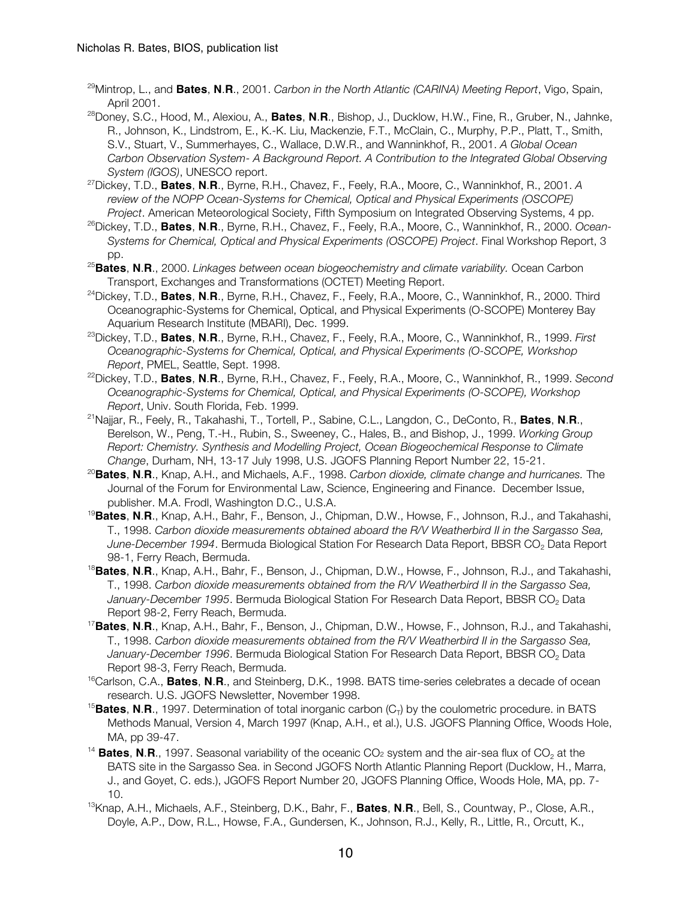[29]Mintrop, L., and **Bates**, **N**.**R**., 2001. *Carbon in the North Atlantic (CARINA) Meeting Report*, Vigo, Spain, April 2001.

[28]Doney, S.C., Hood, M., Alexiou, A., **Bates**, **N**.**R**., Bishop, J., Ducklow, H.W., Fine, R., Gruber, N., Jahnke, R., Johnson, K., Lindstrom, E., K.-K. Liu, Mackenzie, F.T., McClain, C., Murphy, P.P., Platt, T., Smith, S.V., Stuart, V., Summerhayes, C., Wallace, D.W.R., and Wanninkhof, R., 2001. *A Global Ocean Carbon Observation System- A Background Report. A Contribution to the Integrated Global Observing System (IGOS)*, UNESCO report.

[27]Dickey, T.D., **Bates**, **N**.**R**., Byrne, R.H., Chavez, F., Feely, R.A., Moore, C., Wanninkhof, R., 2001. *A review of the NOPP Ocean-Systems for Chemical, Optical and Physical Experiments (OSCOPE) Project*. American Meteorological Society, Fifth Symposium on Integrated Observing Systems, 4 pp.

[26]Dickey, T.D., **Bates**, **N**.**R**., Byrne, R.H., Chavez, F., Feely, R.A., Moore, C., Wanninkhof, R., 2000. *Ocean-Systems for Chemical, Optical and Physical Experiments (OSCOPE) Project*. Final Workshop Report, 3 pp.

[25]**Bates**, **N**.**R**., 2000. *Linkages between ocean biogeochemistry and climate variability.* Ocean Carbon Transport, Exchanges and Transformations (OCTET) Meeting Report.

[24]Dickey, T.D., **Bates**, **N**.**R**., Byrne, R.H., Chavez, F., Feely, R.A., Moore, C., Wanninkhof, R., 2000. Third Oceanographic-Systems for Chemical, Optical, and Physical Experiments (O-SCOPE) Monterey Bay Aquarium Research Institute (MBARI), Dec. 1999.

[23]Dickey, T.D., **Bates**, **N**.**R**., Byrne, R.H., Chavez, F., Feely, R.A., Moore, C., Wanninkhof, R., 1999. *First Oceanographic-Systems for Chemical, Optical, and Physical Experiments (O-SCOPE, Workshop Report*, PMEL, Seattle, Sept. 1998.

[22]Dickey, T.D., **Bates**, **N**.**R**., Byrne, R.H., Chavez, F., Feely, R.A., Moore, C., Wanninkhof, R., 1999. *Second Oceanographic-Systems for Chemical, Optical, and Physical Experiments (O-SCOPE), Workshop Report*, Univ. South Florida, Feb. 1999.

[21]Najjar, R., Feely, R., Takahashi, T., Tortell, P., Sabine, C.L., Langdon, C., DeConto, R., **Bates**, **N**.**R**., Berelson, W., Peng, T.-H., Rubin, S., Sweeney, C., Hales, B., and Bishop, J., 1999. *Working Group Report: Chemistry. Synthesis and Modelling Project, Ocean Biogeochemical Response to Climate Change*, Durham, NH, 13-17 July 1998, U.S. JGOFS Planning Report Number 22, 15-21.

[20]**Bates**, **N**.**R**., Knap, A.H., and Michaels, A.F., 1998. *Carbon dioxide, climate change and hurricanes.* The Journal of the Forum for Environmental Law, Science, Engineering and Finance. December Issue, publisher. M.A. Frodl, Washington D.C., U.S.A.

[19]**Bates**, **N**.**R**., Knap, A.H., Bahr, F., Benson, J., Chipman, D.W., Howse, F., Johnson, R.J., and Takahashi, T., 1998. *Carbon dioxide measurements obtained aboard the R/V Weatherbird II in the Sargasso Sea, June-December 1994*. Bermuda Biological Station For Research Data Report, BBSR $CO_2$ Data Report 98-1, Ferry Reach, Bermuda.

[18]**Bates**, **N**.**R**., Knap, A.H., Bahr, F., Benson, J., Chipman, D.W., Howse, F., Johnson, R.J., and Takahashi, T., 1998. *Carbon dioxide measurements obtained from the R/V Weatherbird II in the Sargasso Sea, January-December 1995*. Bermuda Biological Station For Research Data Report, BBSR $CO_2$ Data Report 98-2, Ferry Reach, Bermuda.

[17]**Bates**, **N**.**R**., Knap, A.H., Bahr, F., Benson, J., Chipman, D.W., Howse, F., Johnson, R.J., and Takahashi, T., 1998. *Carbon dioxide measurements obtained from the R/V Weatherbird II in the Sargasso Sea, January-December 1996*. Bermuda Biological Station For Research Data Report, BBSR $CO_2$ Data Report 98-3, Ferry Reach, Bermuda.

[16]Carlson, C.A., **Bates**, **N**.**R**., and Steinberg, D.K., 1998. BATS time-series celebrates a decade of ocean research. U.S. JGOFS Newsletter, November 1998.

[15]**Bates**, **N**.**R**., 1997. Determination of total inorganic carbon ($C_T$) by the coulometric procedure. in BATS Methods Manual, Version 4, March 1997 (Knap, A.H., et al.), U.S. JGOFS Planning Office, Woods Hole, MA, pp 39-47.

[14] **Bates**, **N**.**R**., 1997. Seasonal variability of the oceanic $CO_2$ system and the air-sea flux of $CO_2$ at the BATS site in the Sargasso Sea. in Second JGOFS North Atlantic Planning Report (Ducklow, H., Marra, J., and Goyet, C. eds.), JGOFS Report Number 20, JGOFS Planning Office, Woods Hole, MA, pp. 7-10.

[13]Knap, A.H., Michaels, A.F., Steinberg, D.K., Bahr, F., **Bates**, **N**.**R**., Bell, S., Countway, P., Close, A.R., Doyle, A.P., Dow, R.L., Howse, F.A., Gundersen, K., Johnson, R.J., Kelly, R., Little, R., Orcutt, K.,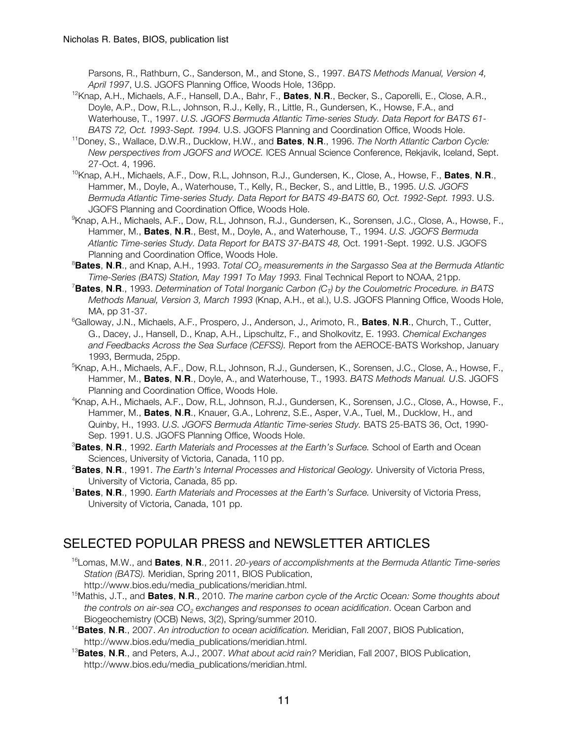Parsons, R., Rathburn, C., Sanderson, M., and Stone, S., 1997. *BATS Methods Manual, Version 4, April 1997*, U.S. JGOFS Planning Office, Woods Hole, 136pp.

[12]Knap, A.H., Michaels, A.F., Hansell, D.A., Bahr, F., **Bates**, **N**.**R**., Becker, S., Caporelli, E., Close, A.R., Doyle, A.P., Dow, R.L., Johnson, R.J., Kelly, R., Little, R., Gundersen, K., Howse, F.A., and Waterhouse, T., 1997. *U.S. JGOFS Bermuda Atlantic Time-series Study. Data Report for BATS 61-BATS 72, Oct. 1993-Sept. 1994.* U.S. JGOFS Planning and Coordination Office, Woods Hole.

[11]Doney, S., Wallace, D.W.R., Ducklow, H.W., and **Bates**, **N**.**R**., 1996. *The North Atlantic Carbon Cycle: New perspectives from JGOFS and WOCE.* ICES Annual Science Conference, Rekjavik, Iceland, Sept. 27-Oct. 4, 1996.

[10]Knap, A.H., Michaels, A.F., Dow, R.L, Johnson, R.J., Gundersen, K., Close, A., Howse, F., **Bates**, **N**.**R**., Hammer, M., Doyle, A., Waterhouse, T., Kelly, R., Becker, S., and Little, B., 1995. *U.S. JGOFS Bermuda Atlantic Time-series Study. Data Report for BATS 49-BATS 60, Oct. 1992-Sept. 1993*. U.S. JGOFS Planning and Coordination Office, Woods Hole.

[9]Knap, A.H., Michaels, A.F., Dow, R.L, Johnson, R.J., Gundersen, K., Sorensen, J.C., Close, A., Howse, F., Hammer, M., **Bates**, **N**.**R**., Best, M., Doyle, A., and Waterhouse, T., 1994. *U.S. JGOFS Bermuda Atlantic Time-series Study. Data Report for BATS 37-BATS 48,* Oct. 1991-Sept. 1992. U.S. JGOFS Planning and Coordination Office, Woods Hole.

[8]**Bates**, **N**.**R**., and Knap, A.H., 1993. *Total $CO_2$ measurements in the Sargasso Sea at the Bermuda Atlantic Time-Series (BATS) Station, May 1991 To May 1993.* Final Technical Report to NOAA, 21pp.

[7]**Bates**, **N**.**R**., 1993. *Determination of Total Inorganic Carbon ($C_T$) by the Coulometric Procedure. in BATS Methods Manual, Version 3, March 1993* (Knap, A.H., et al.), U.S. JGOFS Planning Office, Woods Hole, MA, pp 31-37.

[6]Galloway, J.N., Michaels, A.F., Prospero, J., Anderson, J., Arimoto, R., **Bates**, **N**.**R**., Church, T., Cutter, G., Dacey, J., Hansell, D., Knap, A.H., Lipschultz, F., and Sholkovitz, E. 1993. *Chemical Exchanges and Feedbacks Across the Sea Surface (CEFSS).* Report from the AEROCE-BATS Workshop, January 1993, Bermuda, 25pp.

[5]Knap, A.H., Michaels, A.F., Dow, R.L, Johnson, R.J., Gundersen, K., Sorensen, J.C., Close, A., Howse, F., Hammer, M., **Bates**, **N**.**R**., Doyle, A., and Waterhouse, T., 1993. *BATS Methods Manual. U*.S. JGOFS Planning and Coordination Office, Woods Hole.

[4]Knap, A.H., Michaels, A.F., Dow, R.L, Johnson, R.J., Gundersen, K., Sorensen, J.C., Close, A., Howse, F., Hammer, M., **Bates**, **N**.**R**., Knauer, G.A., Lohrenz, S.E., Asper, V.A., Tuel, M., Ducklow, H., and Quinby, H., 1993. *U.S. JGOFS Bermuda Atlantic Time-series Study.* BATS 25-BATS 36, Oct, 1990-Sep. 1991. U.S. JGOFS Planning Office, Woods Hole.

[3]**Bates**, **N**.**R**., 1992. *Earth Materials and Processes at the Earth's Surface.* School of Earth and Ocean Sciences, University of Victoria, Canada, 110 pp.

[2]**Bates**, **N**.**R**., 1991. *The Earth's Internal Processes and Historical Geology.* University of Victoria Press, University of Victoria, Canada, 85 pp.

[1]**Bates**, **N**.**R**., 1990. *Earth Materials and Processes at the Earth's Surface.* University of Victoria Press, University of Victoria, Canada, 101 pp.

## SELECTED POPULAR PRESS and NEWSLETTER ARTICLES

[16]Lomas, M.W., and **Bates**, **N**.**R**., 2011. *20-years of accomplishments at the Bermuda Atlantic Time-series Station (BATS).* Meridian, Spring 2011, BIOS Publication, http://www.bios.edu/media_publications/meridian.html.

[15]Mathis, J.T., and **Bates**, **N**.**R**., 2010. *The marine carbon cycle of the Arctic Ocean: Some thoughts about the controls on air-sea $CO_2$ exchanges and responses to ocean acidification*. Ocean Carbon and Biogeochemistry (OCB) News, 3(2), Spring/summer 2010.

[14]**Bates**, **N**.**R**., 2007. *An introduction to ocean acidification.* Meridian, Fall 2007, BIOS Publication, http://www.bios.edu/media_publications/meridian.html.

[13]**Bates**, **N**.**R**., and Peters, A.J., 2007. *What about acid rain?* Meridian, Fall 2007, BIOS Publication, http://www.bios.edu/media_publications/meridian.html.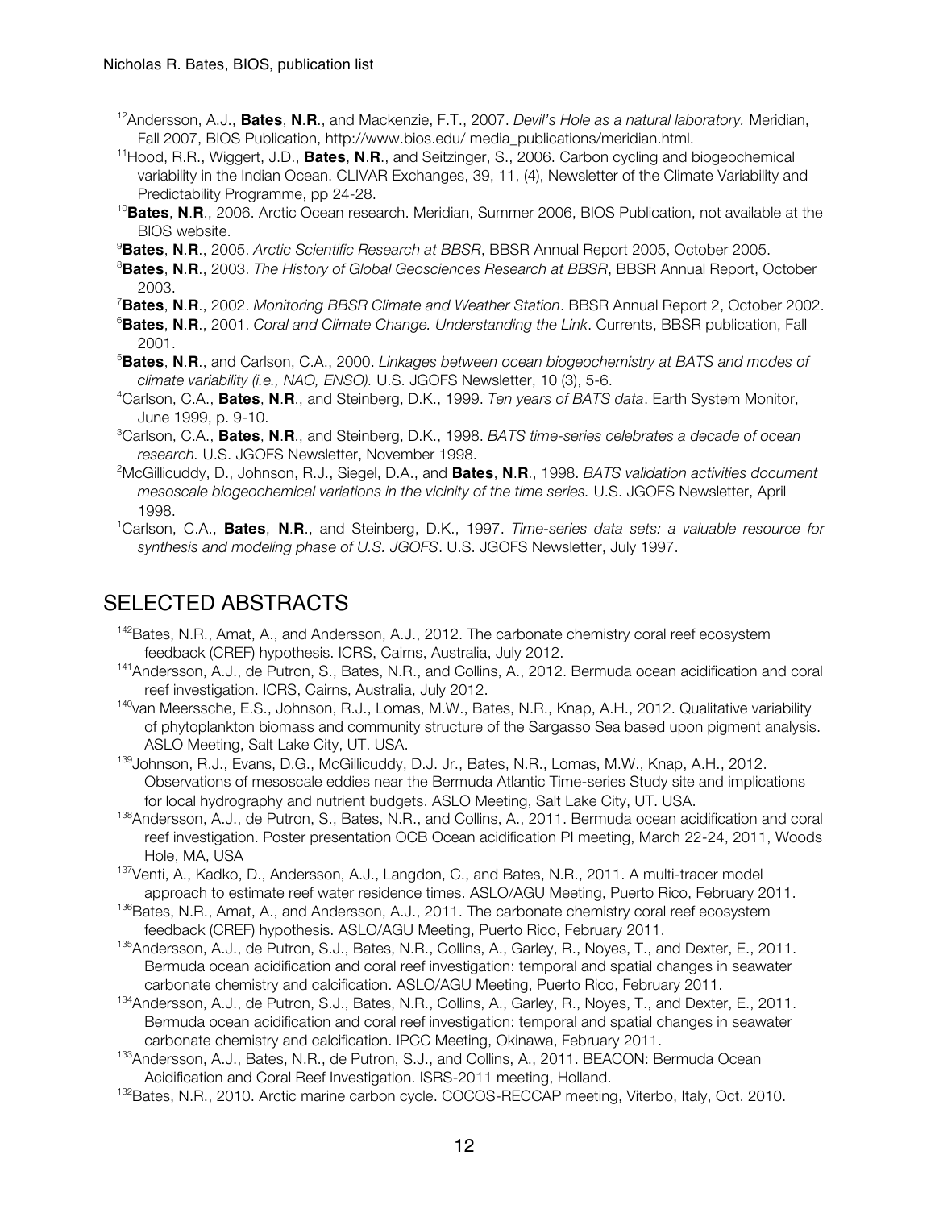[12]Andersson, A.J., **Bates**, **N**.**R**., and Mackenzie, F.T., 2007. *Devil's Hole as a natural laboratory.* Meridian, Fall 2007, BIOS Publication, http://www.bios.edu/ media_publications/meridian.html.

[11]Hood, R.R., Wiggert, J.D., **Bates**, **N**.**R**., and Seitzinger, S., 2006. Carbon cycling and biogeochemical variability in the Indian Ocean. CLIVAR Exchanges, 39, 11, (4), Newsletter of the Climate Variability and Predictability Programme, pp 24-28.

[10]**Bates**, **N**.**R**., 2006. Arctic Ocean research. Meridian, Summer 2006, BIOS Publication, not available at the BIOS website.

[9]**Bates**, **N**.**R**., 2005. *Arctic Scientific Research at BBSR*, BBSR Annual Report 2005, October 2005.

[8]**Bates**, **N**.**R**., 2003. *The History of Global Geosciences Research at BBSR*, BBSR Annual Report, October 2003.

[7]**Bates**, **N**.**R**., 2002. *Monitoring BBSR Climate and Weather Station*. BBSR Annual Report 2, October 2002.

[6]**Bates**, **N**.**R**., 2001. *Coral and Climate Change. Understanding the Link*. Currents, BBSR publication, Fall 2001.

[5]**Bates**, **N**.**R**., and Carlson, C.A., 2000. *Linkages between ocean biogeochemistry at BATS and modes of climate variability (i.e., NAO, ENSO).* U.S. JGOFS Newsletter, 10 (3), 5-6.

[4]Carlson, C.A., **Bates**, **N**.**R**., and Steinberg, D.K., 1999. *Ten years of BATS data*. Earth System Monitor, June 1999, p. 9-10.

[3]Carlson, C.A., **Bates**, **N**.**R**., and Steinberg, D.K., 1998. *BATS time-series celebrates a decade of ocean research.* U.S. JGOFS Newsletter, November 1998.

[2]McGillicuddy, D., Johnson, R.J., Siegel, D.A., and **Bates**, **N**.**R**., 1998. *BATS validation activities document mesoscale biogeochemical variations in the vicinity of the time series.* U.S. JGOFS Newsletter, April 1998.

[1]Carlson, C.A., **Bates**, **N**.**R**., and Steinberg, D.K., 1997. *Time-series data sets: a valuable resource for synthesis and modeling phase of U.S. JGOFS*. U.S. JGOFS Newsletter, July 1997.

## SELECTED ABSTRACTS

[142]Bates, N.R., Amat, A., and Andersson, A.J., 2012. The carbonate chemistry coral reef ecosystem feedback (CREF) hypothesis. ICRS, Cairns, Australia, July 2012.

[141]Andersson, A.J., de Putron, S., Bates, N.R., and Collins, A., 2012. Bermuda ocean acidification and coral reef investigation. ICRS, Cairns, Australia, July 2012.

[140]van Meerssche, E.S., Johnson, R.J., Lomas, M.W., Bates, N.R., Knap, A.H., 2012. Qualitative variability of phytoplankton biomass and community structure of the Sargasso Sea based upon pigment analysis. ASLO Meeting, Salt Lake City, UT. USA.

[139]Johnson, R.J., Evans, D.G., McGillicuddy, D.J. Jr., Bates, N.R., Lomas, M.W., Knap, A.H., 2012. Observations of mesoscale eddies near the Bermuda Atlantic Time-series Study site and implications for local hydrography and nutrient budgets. ASLO Meeting, Salt Lake City, UT. USA.

[138]Andersson, A.J., de Putron, S., Bates, N.R., and Collins, A., 2011. Bermuda ocean acidification and coral reef investigation. Poster presentation OCB Ocean acidification PI meeting, March 22-24, 2011, Woods Hole, MA, USA

[137]Venti, A., Kadko, D., Andersson, A.J., Langdon, C., and Bates, N.R., 2011. A multi-tracer model approach to estimate reef water residence times. ASLO/AGU Meeting, Puerto Rico, February 2011.

[136]Bates, N.R., Amat, A., and Andersson, A.J., 2011. The carbonate chemistry coral reef ecosystem feedback (CREF) hypothesis. ASLO/AGU Meeting, Puerto Rico, February 2011.

[135]Andersson, A.J., de Putron, S.J., Bates, N.R., Collins, A., Garley, R., Noyes, T., and Dexter, E., 2011. Bermuda ocean acidification and coral reef investigation: temporal and spatial changes in seawater carbonate chemistry and calcification. ASLO/AGU Meeting, Puerto Rico, February 2011.

[134]Andersson, A.J., de Putron, S.J., Bates, N.R., Collins, A., Garley, R., Noyes, T., and Dexter, E., 2011. Bermuda ocean acidification and coral reef investigation: temporal and spatial changes in seawater carbonate chemistry and calcification. IPCC Meeting, Okinawa, February 2011.

[133]Andersson, A.J., Bates, N.R., de Putron, S.J., and Collins, A., 2011. BEACON: Bermuda Ocean Acidification and Coral Reef Investigation. ISRS-2011 meeting, Holland.

[132]Bates, N.R., 2010. Arctic marine carbon cycle. COCOS-RECCAP meeting, Viterbo, Italy, Oct. 2010.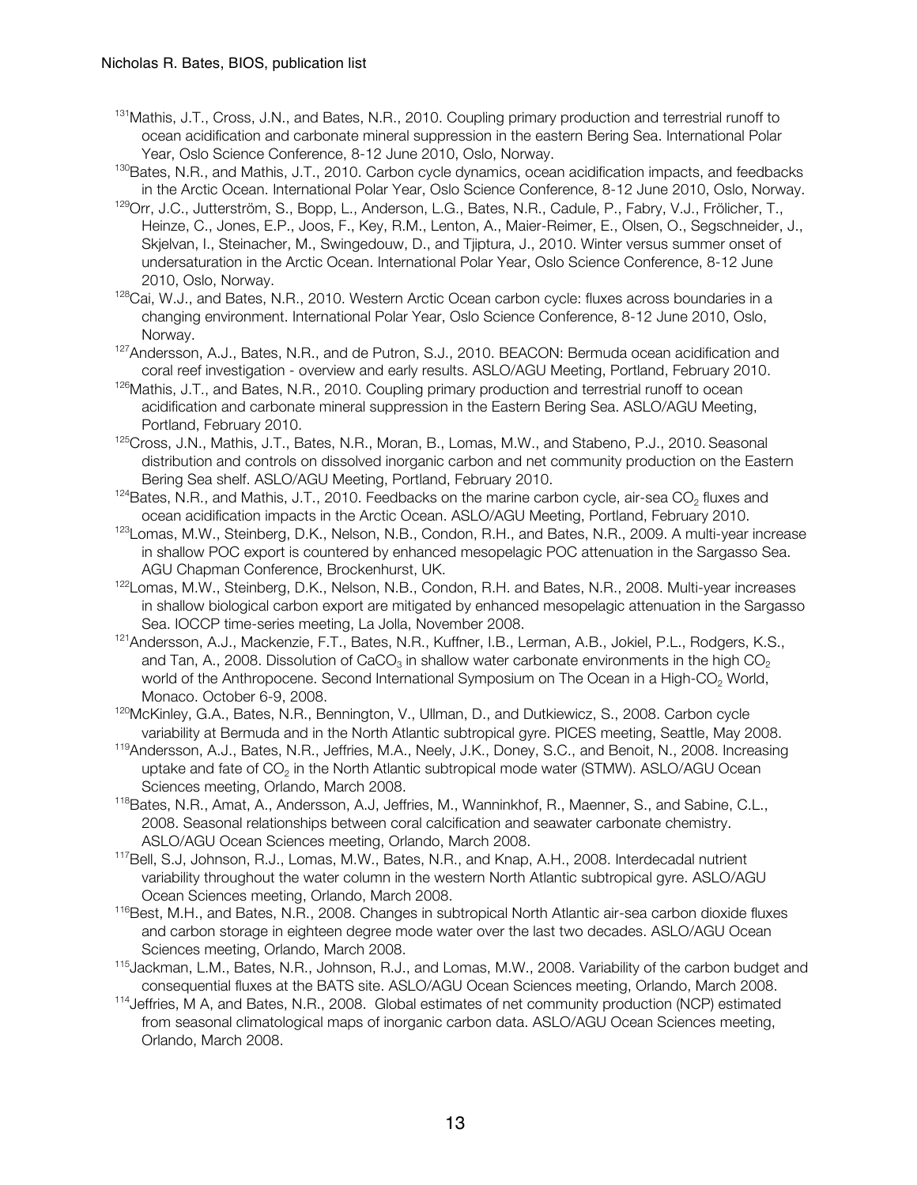[131]Mathis, J.T., Cross, J.N., and Bates, N.R., 2010. Coupling primary production and terrestrial runoff to ocean acidification and carbonate mineral suppression in the eastern Bering Sea. International Polar Year, Oslo Science Conference, 8-12 June 2010, Oslo, Norway.

[130]Bates, N.R., and Mathis, J.T., 2010. Carbon cycle dynamics, ocean acidification impacts, and feedbacks in the Arctic Ocean. International Polar Year, Oslo Science Conference, 8-12 June 2010, Oslo, Norway.

[129]Orr, J.C., Jutterström, S., Bopp, L., Anderson, L.G., Bates, N.R., Cadule, P., Fabry, V.J., Frölicher, T., Heinze, C., Jones, E.P., Joos, F., Key, R.M., Lenton, A., Maier-Reimer, E., Olsen, O., Segschneider, J., Skjelvan, I., Steinacher, M., Swingedouw, D., and Tjiptura, J., 2010. Winter versus summer onset of undersaturation in the Arctic Ocean. International Polar Year, Oslo Science Conference, 8-12 June 2010, Oslo, Norway.

[128]Cai, W.J., and Bates, N.R., 2010. Western Arctic Ocean carbon cycle: fluxes across boundaries in a changing environment. International Polar Year, Oslo Science Conference, 8-12 June 2010, Oslo, Norway.

[127]Andersson, A.J., Bates, N.R., and de Putron, S.J., 2010. BEACON: Bermuda ocean acidification and coral reef investigation - overview and early results. ASLO/AGU Meeting, Portland, February 2010.

[126]Mathis, J.T., and Bates, N.R., 2010. Coupling primary production and terrestrial runoff to ocean acidification and carbonate mineral suppression in the Eastern Bering Sea. ASLO/AGU Meeting, Portland, February 2010.

[125]Cross, J.N., Mathis, J.T., Bates, N.R., Moran, B., Lomas, M.W., and Stabeno, P.J., 2010. Seasonal distribution and controls on dissolved inorganic carbon and net community production on the Eastern Bering Sea shelf. ASLO/AGU Meeting, Portland, February 2010.

[124]Bates, N.R., and Mathis, J.T., 2010. Feedbacks on the marine carbon cycle, air-sea $CO_2$ fluxes and ocean acidification impacts in the Arctic Ocean. ASLO/AGU Meeting, Portland, February 2010.

[123]Lomas, M.W., Steinberg, D.K., Nelson, N.B., Condon, R.H., and Bates, N.R., 2009. A multi-year increase in shallow POC export is countered by enhanced mesopelagic POC attenuation in the Sargasso Sea. AGU Chapman Conference, Brockenhurst, UK.

[122]Lomas, M.W., Steinberg, D.K., Nelson, N.B., Condon, R.H. and Bates, N.R., 2008. Multi-year increases in shallow biological carbon export are mitigated by enhanced mesopelagic attenuation in the Sargasso Sea. IOCCP time-series meeting, La Jolla, November 2008.

[121]Andersson, A.J., Mackenzie, F.T., Bates, N.R., Kuffner, I.B., Lerman, A.B., Jokiel, P.L., Rodgers, K.S., and Tan, A., 2008. Dissolution of $CaCO_3$ in shallow water carbonate environments in the high $CO_2$ world of the Anthropocene. Second International Symposium on The Ocean in a High-$CO_2$ World, Monaco. October 6-9, 2008.

[120]McKinley, G.A., Bates, N.R., Bennington, V., Ullman, D., and Dutkiewicz, S., 2008. Carbon cycle variability at Bermuda and in the North Atlantic subtropical gyre. PICES meeting, Seattle, May 2008.

[119]Andersson, A.J., Bates, N.R., Jeffries, M.A., Neely, J.K., Doney, S.C., and Benoit, N., 2008. Increasing uptake and fate of $CO_2$ in the North Atlantic subtropical mode water (STMW). ASLO/AGU Ocean Sciences meeting, Orlando, March 2008.

[118]Bates, N.R., Amat, A., Andersson, A.J, Jeffries, M., Wanninkhof, R., Maenner, S., and Sabine, C.L., 2008. Seasonal relationships between coral calcification and seawater carbonate chemistry. ASLO/AGU Ocean Sciences meeting, Orlando, March 2008.

[117]Bell, S.J, Johnson, R.J., Lomas, M.W., Bates, N.R., and Knap, A.H., 2008. Interdecadal nutrient variability throughout the water column in the western North Atlantic subtropical gyre. ASLO/AGU Ocean Sciences meeting, Orlando, March 2008.

[116]Best, M.H., and Bates, N.R., 2008. Changes in subtropical North Atlantic air-sea carbon dioxide fluxes and carbon storage in eighteen degree mode water over the last two decades. ASLO/AGU Ocean Sciences meeting, Orlando, March 2008.

[115]Jackman, L.M., Bates, N.R., Johnson, R.J., and Lomas, M.W., 2008. Variability of the carbon budget and consequential fluxes at the BATS site. ASLO/AGU Ocean Sciences meeting, Orlando, March 2008.

[114]Jeffries, M A, and Bates, N.R., 2008. Global estimates of net community production (NCP) estimated from seasonal climatological maps of inorganic carbon data. ASLO/AGU Ocean Sciences meeting, Orlando, March 2008.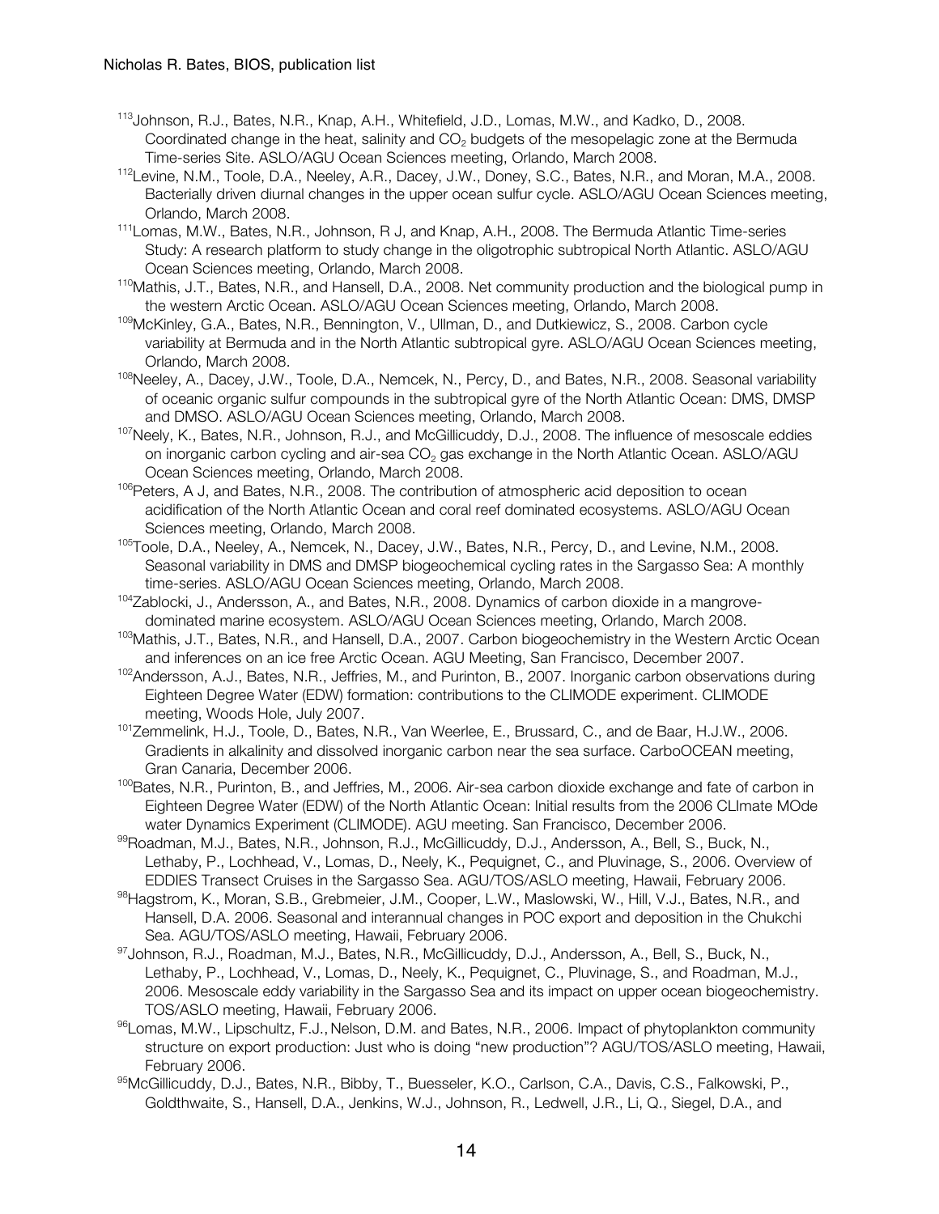[113]Johnson, R.J., Bates, N.R., Knap, A.H., Whitefield, J.D., Lomas, M.W., and Kadko, D., 2008. Coordinated change in the heat, salinity and $CO_2$ budgets of the mesopelagic zone at the Bermuda Time-series Site. ASLO/AGU Ocean Sciences meeting, Orlando, March 2008.

[112]Levine, N.M., Toole, D.A., Neeley, A.R., Dacey, J.W., Doney, S.C., Bates, N.R., and Moran, M.A., 2008. Bacterially driven diurnal changes in the upper ocean sulfur cycle. ASLO/AGU Ocean Sciences meeting, Orlando, March 2008.

[111]Lomas, M.W., Bates, N.R., Johnson, R J, and Knap, A.H., 2008. The Bermuda Atlantic Time-series Study: A research platform to study change in the oligotrophic subtropical North Atlantic. ASLO/AGU Ocean Sciences meeting, Orlando, March 2008.

[110]Mathis, J.T., Bates, N.R., and Hansell, D.A., 2008. Net community production and the biological pump in the western Arctic Ocean. ASLO/AGU Ocean Sciences meeting, Orlando, March 2008.

[109]McKinley, G.A., Bates, N.R., Bennington, V., Ullman, D., and Dutkiewicz, S., 2008. Carbon cycle variability at Bermuda and in the North Atlantic subtropical gyre. ASLO/AGU Ocean Sciences meeting, Orlando, March 2008.

[108]Neeley, A., Dacey, J.W., Toole, D.A., Nemcek, N., Percy, D., and Bates, N.R., 2008. Seasonal variability of oceanic organic sulfur compounds in the subtropical gyre of the North Atlantic Ocean: DMS, DMSP and DMSO. ASLO/AGU Ocean Sciences meeting, Orlando, March 2008.

[107]Neely, K., Bates, N.R., Johnson, R.J., and McGillicuddy, D.J., 2008. The influence of mesoscale eddies on inorganic carbon cycling and air-sea $CO_2$ gas exchange in the North Atlantic Ocean. ASLO/AGU Ocean Sciences meeting, Orlando, March 2008.

[106]Peters, A J, and Bates, N.R., 2008. The contribution of atmospheric acid deposition to ocean acidification of the North Atlantic Ocean and coral reef dominated ecosystems. ASLO/AGU Ocean Sciences meeting, Orlando, March 2008.

[105]Toole, D.A., Neeley, A., Nemcek, N., Dacey, J.W., Bates, N.R., Percy, D., and Levine, N.M., 2008. Seasonal variability in DMS and DMSP biogeochemical cycling rates in the Sargasso Sea: A monthly time-series. ASLO/AGU Ocean Sciences meeting, Orlando, March 2008.

[104]Zablocki, J., Andersson, A., and Bates, N.R., 2008. Dynamics of carbon dioxide in a mangrove-dominated marine ecosystem. ASLO/AGU Ocean Sciences meeting, Orlando, March 2008.

[103]Mathis, J.T., Bates, N.R., and Hansell, D.A., 2007. Carbon biogeochemistry in the Western Arctic Ocean and inferences on an ice free Arctic Ocean. AGU Meeting, San Francisco, December 2007.

[102]Andersson, A.J., Bates, N.R., Jeffries, M., and Purinton, B., 2007. Inorganic carbon observations during Eighteen Degree Water (EDW) formation: contributions to the CLIMODE experiment. CLIMODE meeting, Woods Hole, July 2007.

[101]Zemmelink, H.J., Toole, D., Bates, N.R., Van Weerlee, E., Brussard, C., and de Baar, H.J.W., 2006. Gradients in alkalinity and dissolved inorganic carbon near the sea surface. CarboOCEAN meeting, Gran Canaria, December 2006.

[100]Bates, N.R., Purinton, B., and Jeffries, M., 2006. Air-sea carbon dioxide exchange and fate of carbon in Eighteen Degree Water (EDW) of the North Atlantic Ocean: Initial results from the 2006 CLImate MOde water Dynamics Experiment (CLIMODE). AGU meeting. San Francisco, December 2006.

[99]Roadman, M.J., Bates, N.R., Johnson, R.J., McGillicuddy, D.J., Andersson, A., Bell, S., Buck, N., Lethaby, P., Lochhead, V., Lomas, D., Neely, K., Pequignet, C., and Pluvinage, S., 2006. Overview of EDDIES Transect Cruises in the Sargasso Sea. AGU/TOS/ASLO meeting, Hawaii, February 2006.

[98]Hagstrom, K., Moran, S.B., Grebmeier, J.M., Cooper, L.W., Maslowski, W., Hill, V.J., Bates, N.R., and Hansell, D.A. 2006. Seasonal and interannual changes in POC export and deposition in the Chukchi Sea. AGU/TOS/ASLO meeting, Hawaii, February 2006.

[97]Johnson, R.J., Roadman, M.J., Bates, N.R., McGillicuddy, D.J., Andersson, A., Bell, S., Buck, N., Lethaby, P., Lochhead, V., Lomas, D., Neely, K., Pequignet, C., Pluvinage, S., and Roadman, M.J., 2006. Mesoscale eddy variability in the Sargasso Sea and its impact on upper ocean biogeochemistry. TOS/ASLO meeting, Hawaii, February 2006.

[96]Lomas, M.W., Lipschultz, F.J., Nelson, D.M. and Bates, N.R., 2006. Impact of phytoplankton community structure on export production: Just who is doing "new production"? AGU/TOS/ASLO meeting, Hawaii, February 2006.

[95]McGillicuddy, D.J., Bates, N.R., Bibby, T., Buesseler, K.O., Carlson, C.A., Davis, C.S., Falkowski, P., Goldthwaite, S., Hansell, D.A., Jenkins, W.J., Johnson, R., Ledwell, J.R., Li, Q., Siegel, D.A., and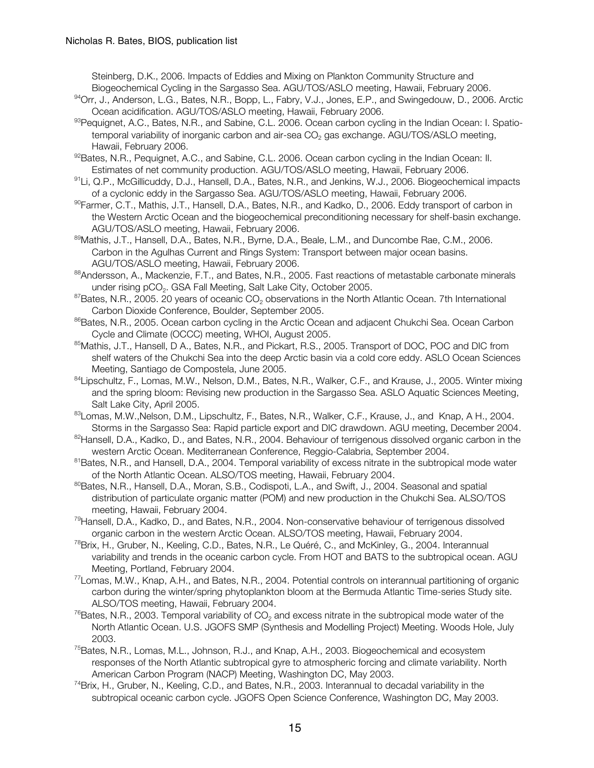Steinberg, D.K., 2006. Impacts of Eddies and Mixing on Plankton Community Structure and Biogeochemical Cycling in the Sargasso Sea. AGU/TOS/ASLO meeting, Hawaii, February 2006.

[94]Orr, J., Anderson, L.G., Bates, N.R., Bopp, L., Fabry, V.J., Jones, E.P., and Swingedouw, D., 2006. Arctic Ocean acidification. AGU/TOS/ASLO meeting, Hawaii, February 2006.

[93]Pequignet, A.C., Bates, N.R., and Sabine, C.L. 2006. Ocean carbon cycling in the Indian Ocean: I. Spatio-temporal variability of inorganic carbon and air-sea $CO_2$ gas exchange. AGU/TOS/ASLO meeting, Hawaii, February 2006.

[92]Bates, N.R., Pequignet, A.C., and Sabine, C.L. 2006. Ocean carbon cycling in the Indian Ocean: II. Estimates of net community production. AGU/TOS/ASLO meeting, Hawaii, February 2006.

[91]Li, Q.P., McGillicuddy, D.J., Hansell, D.A., Bates, N.R., and Jenkins, W.J., 2006. Biogeochemical impacts of a cyclonic eddy in the Sargasso Sea. AGU/TOS/ASLO meeting, Hawaii, February 2006.

[90]Farmer, C.T., Mathis, J.T., Hansell, D.A., Bates, N.R., and Kadko, D., 2006. Eddy transport of carbon in the Western Arctic Ocean and the biogeochemical preconditioning necessary for shelf-basin exchange. AGU/TOS/ASLO meeting, Hawaii, February 2006.

[89]Mathis, J.T., Hansell, D.A., Bates, N.R., Byrne, D.A., Beale, L.M., and Duncombe Rae, C.M., 2006. Carbon in the Agulhas Current and Rings System: Transport between major ocean basins. AGU/TOS/ASLO meeting, Hawaii, February 2006.

[88]Andersson, A., Mackenzie, F.T., and Bates, N.R., 2005. Fast reactions of metastable carbonate minerals under rising $pCO_2$. GSA Fall Meeting, Salt Lake City, October 2005.

[87]Bates, N.R., 2005. 20 years of oceanic $CO_2$ observations in the North Atlantic Ocean. 7th International Carbon Dioxide Conference, Boulder, September 2005.

[86]Bates, N.R., 2005. Ocean carbon cycling in the Arctic Ocean and adjacent Chukchi Sea. Ocean Carbon Cycle and Climate (OCCC) meeting, WHOI, August 2005.

[85]Mathis, J.T., Hansell, D A., Bates, N.R., and Pickart, R.S., 2005. Transport of DOC, POC and DIC from shelf waters of the Chukchi Sea into the deep Arctic basin via a cold core eddy. ASLO Ocean Sciences Meeting, Santiago de Compostela, June 2005.

[84]Lipschultz, F., Lomas, M.W., Nelson, D.M., Bates, N.R., Walker, C.F., and Krause, J., 2005. Winter mixing and the spring bloom: Revising new production in the Sargasso Sea. ASLO Aquatic Sciences Meeting, Salt Lake City, April 2005.

[83]Lomas, M.W.,Nelson, D.M., Lipschultz, F., Bates, N.R., Walker, C.F., Krause, J., and Knap, A H., 2004. Storms in the Sargasso Sea: Rapid particle export and DIC drawdown. AGU meeting, December 2004.

[82]Hansell, D.A., Kadko, D., and Bates, N.R., 2004. Behaviour of terrigenous dissolved organic carbon in the western Arctic Ocean. Mediterranean Conference, Reggio-Calabria, September 2004.

[81]Bates, N.R., and Hansell, D.A., 2004. Temporal variability of excess nitrate in the subtropical mode water of the North Atlantic Ocean. ALSO/TOS meeting, Hawaii, February 2004.

[80]Bates, N.R., Hansell, D.A., Moran, S.B., Codispoti, L.A., and Swift, J., 2004. Seasonal and spatial distribution of particulate organic matter (POM) and new production in the Chukchi Sea. ALSO/TOS meeting, Hawaii, February 2004.

[79]Hansell, D.A., Kadko, D., and Bates, N.R., 2004. Non-conservative behaviour of terrigenous dissolved organic carbon in the western Arctic Ocean. ALSO/TOS meeting, Hawaii, February 2004.

[78]Brix, H., Gruber, N., Keeling, C.D., Bates, N.R., Le Quéré, C., and McKinley, G., 2004. Interannual variability and trends in the oceanic carbon cycle. From HOT and BATS to the subtropical ocean. AGU Meeting, Portland, February 2004.

[77]Lomas, M.W., Knap, A.H., and Bates, N.R., 2004. Potential controls on interannual partitioning of organic carbon during the winter/spring phytoplankton bloom at the Bermuda Atlantic Time-series Study site. ALSO/TOS meeting, Hawaii, February 2004.

[76]Bates, N.R., 2003. Temporal variability of $CO_2$ and excess nitrate in the subtropical mode water of the North Atlantic Ocean. U.S. JGOFS SMP (Synthesis and Modelling Project) Meeting. Woods Hole, July 2003.

[75]Bates, N.R., Lomas, M.L., Johnson, R.J., and Knap, A.H., 2003. Biogeochemical and ecosystem responses of the North Atlantic subtropical gyre to atmospheric forcing and climate variability. North American Carbon Program (NACP) Meeting, Washington DC, May 2003.

[74]Brix, H., Gruber, N., Keeling, C.D., and Bates, N.R., 2003. Interannual to decadal variability in the subtropical oceanic carbon cycle. JGOFS Open Science Conference, Washington DC, May 2003.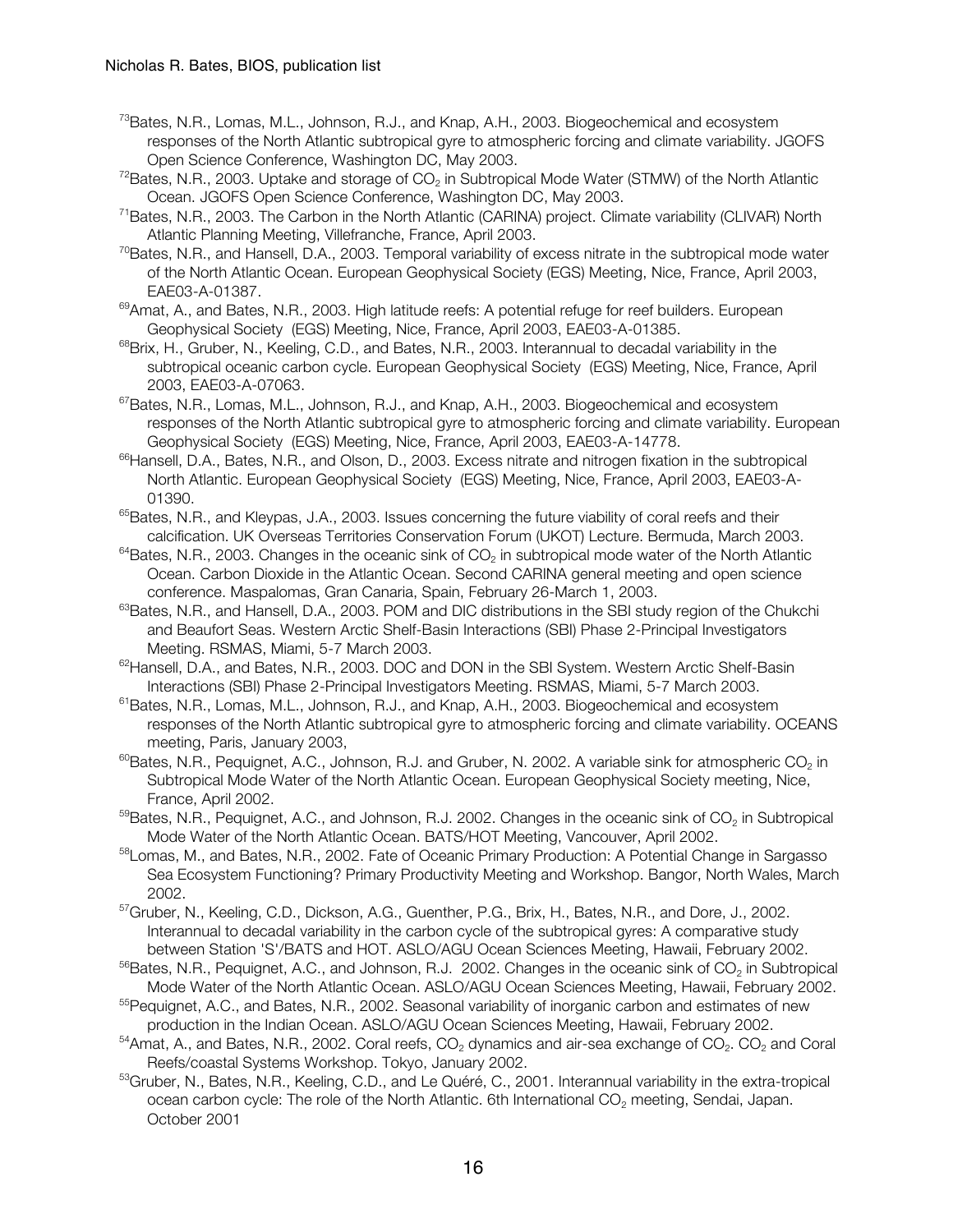[73]Bates, N.R., Lomas, M.L., Johnson, R.J., and Knap, A.H., 2003. Biogeochemical and ecosystem responses of the North Atlantic subtropical gyre to atmospheric forcing and climate variability. JGOFS Open Science Conference, Washington DC, May 2003.

[72]Bates, N.R., 2003. Uptake and storage of $CO_2$ in Subtropical Mode Water (STMW) of the North Atlantic Ocean. JGOFS Open Science Conference, Washington DC, May 2003.

[71]Bates, N.R., 2003. The Carbon in the North Atlantic (CARINA) project. Climate variability (CLIVAR) North Atlantic Planning Meeting, Villefranche, France, April 2003.

[70]Bates, N.R., and Hansell, D.A., 2003. Temporal variability of excess nitrate in the subtropical mode water of the North Atlantic Ocean. European Geophysical Society (EGS) Meeting, Nice, France, April 2003, EAE03-A-01387.

[69]Amat, A., and Bates, N.R., 2003. High latitude reefs: A potential refuge for reef builders. European Geophysical Society (EGS) Meeting, Nice, France, April 2003, EAE03-A-01385.

[68]Brix, H., Gruber, N., Keeling, C.D., and Bates, N.R., 2003. Interannual to decadal variability in the subtropical oceanic carbon cycle. European Geophysical Society (EGS) Meeting, Nice, France, April 2003, EAE03-A-07063.

[67]Bates, N.R., Lomas, M.L., Johnson, R.J., and Knap, A.H., 2003. Biogeochemical and ecosystem responses of the North Atlantic subtropical gyre to atmospheric forcing and climate variability. European Geophysical Society (EGS) Meeting, Nice, France, April 2003, EAE03-A-14778.

[66]Hansell, D.A., Bates, N.R., and Olson, D., 2003. Excess nitrate and nitrogen fixation in the subtropical North Atlantic. European Geophysical Society (EGS) Meeting, Nice, France, April 2003, EAE03-A-01390.

[65]Bates, N.R., and Kleypas, J.A., 2003. Issues concerning the future viability of coral reefs and their calcification. UK Overseas Territories Conservation Forum (UKOT) Lecture. Bermuda, March 2003.

[64]Bates, N.R., 2003. Changes in the oceanic sink of $CO_2$ in subtropical mode water of the North Atlantic Ocean. Carbon Dioxide in the Atlantic Ocean. Second CARINA general meeting and open science conference. Maspalomas, Gran Canaria, Spain, February 26-March 1, 2003.

[63]Bates, N.R., and Hansell, D.A., 2003. POM and DIC distributions in the SBI study region of the Chukchi and Beaufort Seas. Western Arctic Shelf-Basin Interactions (SBI) Phase 2-Principal Investigators Meeting. RSMAS, Miami, 5-7 March 2003.

[62]Hansell, D.A., and Bates, N.R., 2003. DOC and DON in the SBI System. Western Arctic Shelf-Basin Interactions (SBI) Phase 2-Principal Investigators Meeting. RSMAS, Miami, 5-7 March 2003.

[61]Bates, N.R., Lomas, M.L., Johnson, R.J., and Knap, A.H., 2003. Biogeochemical and ecosystem responses of the North Atlantic subtropical gyre to atmospheric forcing and climate variability. OCEANS meeting, Paris, January 2003,

[60]Bates, N.R., Pequignet, A.C., Johnson, R.J. and Gruber, N. 2002. A variable sink for atmospheric $CO_2$ in Subtropical Mode Water of the North Atlantic Ocean. European Geophysical Society meeting, Nice, France, April 2002.

[59]Bates, N.R., Pequignet, A.C., and Johnson, R.J. 2002. Changes in the oceanic sink of $CO_2$ in Subtropical Mode Water of the North Atlantic Ocean. BATS/HOT Meeting, Vancouver, April 2002.

[58]Lomas, M., and Bates, N.R., 2002. Fate of Oceanic Primary Production: A Potential Change in Sargasso Sea Ecosystem Functioning? Primary Productivity Meeting and Workshop. Bangor, North Wales, March 2002.

[57]Gruber, N., Keeling, C.D., Dickson, A.G., Guenther, P.G., Brix, H., Bates, N.R., and Dore, J., 2002. Interannual to decadal variability in the carbon cycle of the subtropical gyres: A comparative study between Station 'S'/BATS and HOT. ASLO/AGU Ocean Sciences Meeting, Hawaii, February 2002.

[56]Bates, N.R., Pequignet, A.C., and Johnson, R.J. 2002. Changes in the oceanic sink of $CO_2$ in Subtropical Mode Water of the North Atlantic Ocean. ASLO/AGU Ocean Sciences Meeting, Hawaii, February 2002.

[55]Pequignet, A.C., and Bates, N.R., 2002. Seasonal variability of inorganic carbon and estimates of new production in the Indian Ocean. ASLO/AGU Ocean Sciences Meeting, Hawaii, February 2002.

[54]Amat, A., and Bates, N.R., 2002. Coral reefs, $CO_2$ dynamics and air-sea exchange of $CO_2$. $CO_2$ and Coral Reefs/coastal Systems Workshop. Tokyo, January 2002.

[53]Gruber, N., Bates, N.R., Keeling, C.D., and Le Quéré, C., 2001. Interannual variability in the extra-tropical ocean carbon cycle: The role of the North Atlantic. 6th International $CO_2$ meeting, Sendai, Japan. October 2001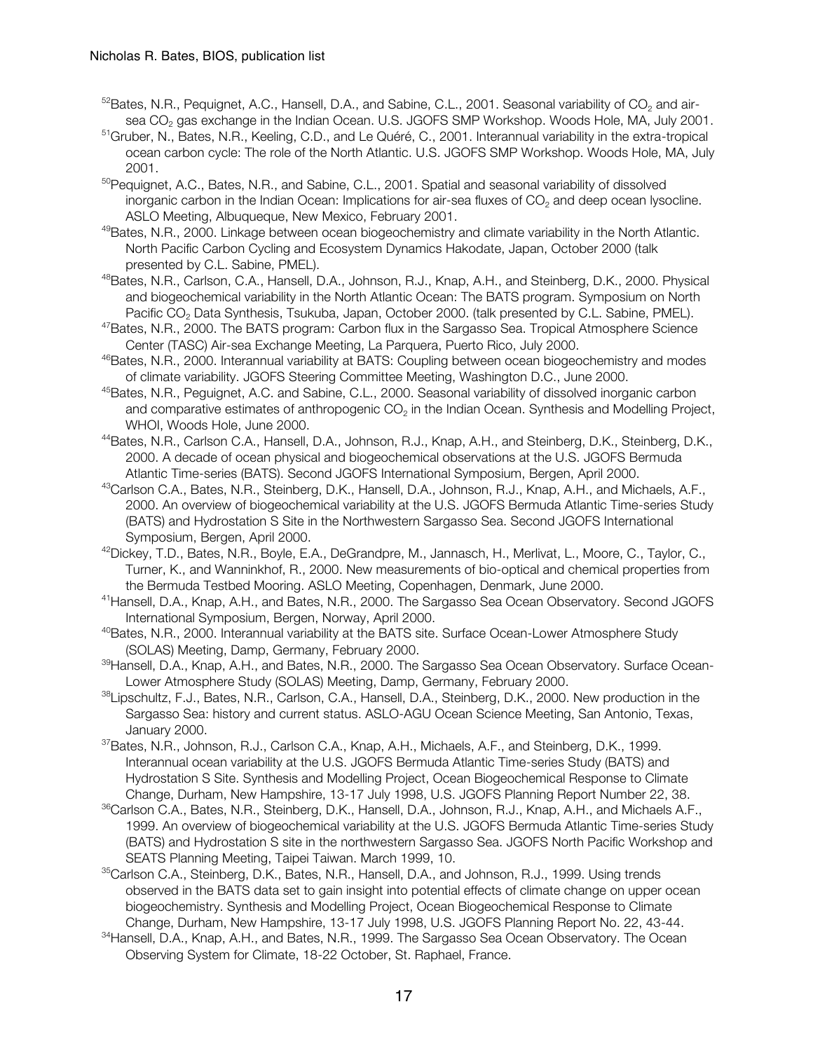[52]Bates, N.R., Pequignet, A.C., Hansell, D.A., and Sabine, C.L., 2001. Seasonal variability of $CO_2$ and air-sea $CO_2$ gas exchange in the Indian Ocean. U.S. JGOFS SMP Workshop. Woods Hole, MA, July 2001.

[51]Gruber, N., Bates, N.R., Keeling, C.D., and Le Quéré, C., 2001. Interannual variability in the extra-tropical ocean carbon cycle: The role of the North Atlantic. U.S. JGOFS SMP Workshop. Woods Hole, MA, July 2001.

[50]Pequignet, A.C., Bates, N.R., and Sabine, C.L., 2001. Spatial and seasonal variability of dissolved inorganic carbon in the Indian Ocean: Implications for air-sea fluxes of $CO_2$ and deep ocean lysocline. ASLO Meeting, Albuqueque, New Mexico, February 2001.

[49]Bates, N.R., 2000. Linkage between ocean biogeochemistry and climate variability in the North Atlantic. North Pacific Carbon Cycling and Ecosystem Dynamics Hakodate, Japan, October 2000 (talk presented by C.L. Sabine, PMEL).

[48]Bates, N.R., Carlson, C.A., Hansell, D.A., Johnson, R.J., Knap, A.H., and Steinberg, D.K., 2000. Physical and biogeochemical variability in the North Atlantic Ocean: The BATS program. Symposium on North Pacific $CO_2$ Data Synthesis, Tsukuba, Japan, October 2000. (talk presented by C.L. Sabine, PMEL).

[47]Bates, N.R., 2000. The BATS program: Carbon flux in the Sargasso Sea. Tropical Atmosphere Science Center (TASC) Air-sea Exchange Meeting, La Parquera, Puerto Rico, July 2000.

[46]Bates, N.R., 2000. Interannual variability at BATS: Coupling between ocean biogeochemistry and modes of climate variability. JGOFS Steering Committee Meeting, Washington D.C., June 2000.

[45]Bates, N.R., Peguignet, A.C. and Sabine, C.L., 2000. Seasonal variability of dissolved inorganic carbon and comparative estimates of anthropogenic $CO_2$ in the Indian Ocean. Synthesis and Modelling Project, WHOI, Woods Hole, June 2000.

[44]Bates, N.R., Carlson C.A., Hansell, D.A., Johnson, R.J., Knap, A.H., and Steinberg, D.K., Steinberg, D.K., 2000. A decade of ocean physical and biogeochemical observations at the U.S. JGOFS Bermuda Atlantic Time-series (BATS). Second JGOFS International Symposium, Bergen, April 2000.

[43]Carlson C.A., Bates, N.R., Steinberg, D.K., Hansell, D.A., Johnson, R.J., Knap, A.H., and Michaels, A.F., 2000. An overview of biogeochemical variability at the U.S. JGOFS Bermuda Atlantic Time-series Study (BATS) and Hydrostation S Site in the Northwestern Sargasso Sea. Second JGOFS International Symposium, Bergen, April 2000.

[42]Dickey, T.D., Bates, N.R., Boyle, E.A., DeGrandpre, M., Jannasch, H., Merlivat, L., Moore, C., Taylor, C., Turner, K., and Wanninkhof, R., 2000. New measurements of bio-optical and chemical properties from the Bermuda Testbed Mooring. ASLO Meeting, Copenhagen, Denmark, June 2000.

[41]Hansell, D.A., Knap, A.H., and Bates, N.R., 2000. The Sargasso Sea Ocean Observatory. Second JGOFS International Symposium, Bergen, Norway, April 2000.

[40]Bates, N.R., 2000. Interannual variability at the BATS site. Surface Ocean-Lower Atmosphere Study (SOLAS) Meeting, Damp, Germany, February 2000.

[39]Hansell, D.A., Knap, A.H., and Bates, N.R., 2000. The Sargasso Sea Ocean Observatory. Surface Ocean-Lower Atmosphere Study (SOLAS) Meeting, Damp, Germany, February 2000.

[38]Lipschultz, F.J., Bates, N.R., Carlson, C.A., Hansell, D.A., Steinberg, D.K., 2000. New production in the Sargasso Sea: history and current status. ASLO-AGU Ocean Science Meeting, San Antonio, Texas, January 2000.

[37]Bates, N.R., Johnson, R.J., Carlson C.A., Knap, A.H., Michaels, A.F., and Steinberg, D.K., 1999. Interannual ocean variability at the U.S. JGOFS Bermuda Atlantic Time-series Study (BATS) and Hydrostation S Site. Synthesis and Modelling Project, Ocean Biogeochemical Response to Climate Change, Durham, New Hampshire, 13-17 July 1998, U.S. JGOFS Planning Report Number 22, 38.

[36]Carlson C.A., Bates, N.R., Steinberg, D.K., Hansell, D.A., Johnson, R.J., Knap, A.H., and Michaels A.F., 1999. An overview of biogeochemical variability at the U.S. JGOFS Bermuda Atlantic Time-series Study (BATS) and Hydrostation S site in the northwestern Sargasso Sea. JGOFS North Pacific Workshop and SEATS Planning Meeting, Taipei Taiwan. March 1999, 10.

[35]Carlson C.A., Steinberg, D.K., Bates, N.R., Hansell, D.A., and Johnson, R.J., 1999. Using trends observed in the BATS data set to gain insight into potential effects of climate change on upper ocean biogeochemistry. Synthesis and Modelling Project, Ocean Biogeochemical Response to Climate Change, Durham, New Hampshire, 13-17 July 1998, U.S. JGOFS Planning Report No. 22, 43-44.

[34]Hansell, D.A., Knap, A.H., and Bates, N.R., 1999. The Sargasso Sea Ocean Observatory. The Ocean Observing System for Climate, 18-22 October, St. Raphael, France.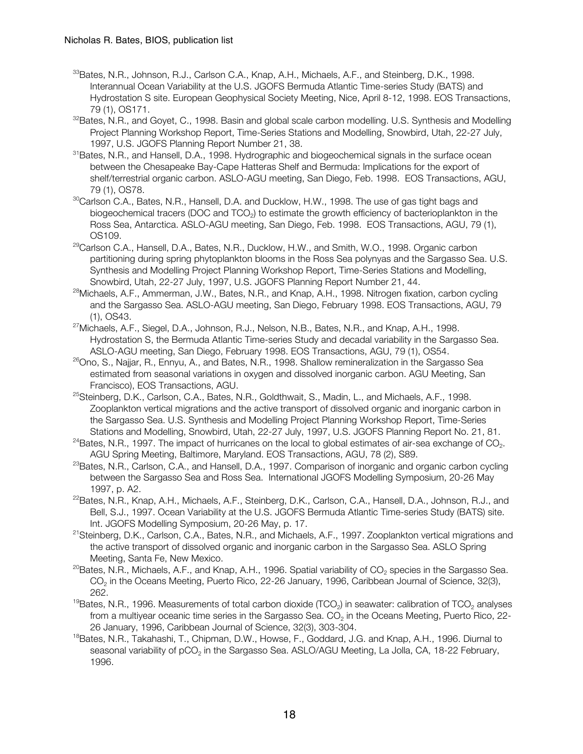[33]Bates, N.R., Johnson, R.J., Carlson C.A., Knap, A.H., Michaels, A.F., and Steinberg, D.K., 1998. Interannual Ocean Variability at the U.S. JGOFS Bermuda Atlantic Time-series Study (BATS) and Hydrostation S site. European Geophysical Society Meeting, Nice, April 8-12, 1998. EOS Transactions, 79 (1), OS171.

[32]Bates, N.R., and Goyet, C., 1998. Basin and global scale carbon modelling. U.S. Synthesis and Modelling Project Planning Workshop Report, Time-Series Stations and Modelling, Snowbird, Utah, 22-27 July, 1997, U.S. JGOFS Planning Report Number 21, 38.

[31]Bates, N.R., and Hansell, D.A., 1998. Hydrographic and biogeochemical signals in the surface ocean between the Chesapeake Bay-Cape Hatteras Shelf and Bermuda: Implications for the export of shelf/terrestrial organic carbon. ASLO-AGU meeting, San Diego, Feb. 1998. EOS Transactions, AGU, 79 (1), OS78.

[30]Carlson C.A., Bates, N.R., Hansell, D.A. and Ducklow, H.W., 1998. The use of gas tight bags and biogeochemical tracers (DOC and $TCO_2$) to estimate the growth efficiency of bacterioplankton in the Ross Sea, Antarctica. ASLO-AGU meeting, San Diego, Feb. 1998. EOS Transactions, AGU, 79 (1), OS109.

[29]Carlson C.A., Hansell, D.A., Bates, N.R., Ducklow, H.W., and Smith, W.O., 1998. Organic carbon partitioning during spring phytoplankton blooms in the Ross Sea polynyas and the Sargasso Sea. U.S. Synthesis and Modelling Project Planning Workshop Report, Time-Series Stations and Modelling, Snowbird, Utah, 22-27 July, 1997, U.S. JGOFS Planning Report Number 21, 44.

[28]Michaels, A.F., Ammerman, J.W., Bates, N.R., and Knap, A.H., 1998. Nitrogen fixation, carbon cycling and the Sargasso Sea. ASLO-AGU meeting, San Diego, February 1998. EOS Transactions, AGU, 79 (1), OS43.

[27]Michaels, A.F., Siegel, D.A., Johnson, R.J., Nelson, N.B., Bates, N.R., and Knap, A.H., 1998. Hydrostation S, the Bermuda Atlantic Time-series Study and decadal variability in the Sargasso Sea. ASLO-AGU meeting, San Diego, February 1998. EOS Transactions, AGU, 79 (1), OS54.

[26]Ono, S., Najjar, R., Ennyu, A., and Bates, N.R., 1998. Shallow remineralization in the Sargasso Sea estimated from seasonal variations in oxygen and dissolved inorganic carbon. AGU Meeting, San Francisco), EOS Transactions, AGU.

[25]Steinberg, D.K., Carlson, C.A., Bates, N.R., Goldthwait, S., Madin, L., and Michaels, A.F., 1998. Zooplankton vertical migrations and the active transport of dissolved organic and inorganic carbon in the Sargasso Sea. U.S. Synthesis and Modelling Project Planning Workshop Report, Time-Series Stations and Modelling, Snowbird, Utah, 22-27 July, 1997, U.S. JGOFS Planning Report No. 21, 81.

[24]Bates, N.R., 1997. The impact of hurricanes on the local to global estimates of air-sea exchange of $CO_2$. AGU Spring Meeting, Baltimore, Maryland. EOS Transactions, AGU, 78 (2), S89.

[23]Bates, N.R., Carlson, C.A., and Hansell, D.A., 1997. Comparison of inorganic and organic carbon cycling between the Sargasso Sea and Ross Sea. International JGOFS Modelling Symposium, 20-26 May 1997, p. A2.

[22]Bates, N.R., Knap, A.H., Michaels, A.F., Steinberg, D.K., Carlson, C.A., Hansell, D.A., Johnson, R.J., and Bell, S.J., 1997. Ocean Variability at the U.S. JGOFS Bermuda Atlantic Time-series Study (BATS) site. Int. JGOFS Modelling Symposium, 20-26 May, p. 17.

[21]Steinberg, D.K., Carlson, C.A., Bates, N.R., and Michaels, A.F., 1997. Zooplankton vertical migrations and the active transport of dissolved organic and inorganic carbon in the Sargasso Sea. ASLO Spring Meeting, Santa Fe, New Mexico.

[20]Bates, N.R., Michaels, A.F., and Knap, A.H., 1996. Spatial variability of $CO_2$ species in the Sargasso Sea. $CO_2$ in the Oceans Meeting, Puerto Rico, 22-26 January, 1996, Caribbean Journal of Science, 32(3), 262.

[19]Bates, N.R., 1996. Measurements of total carbon dioxide ($TCO_2$) in seawater: calibration of $TCO_2$ analyses from a multiyear oceanic time series in the Sargasso Sea. $CO_2$ in the Oceans Meeting, Puerto Rico, 22-26 January, 1996, Caribbean Journal of Science, 32(3), 303-304.

[18]Bates, N.R., Takahashi, T., Chipman, D.W., Howse, F., Goddard, J.G. and Knap, A.H., 1996. Diurnal to seasonal variability of $pCO_2$ in the Sargasso Sea. ASLO/AGU Meeting, La Jolla, CA, 18-22 February, 1996.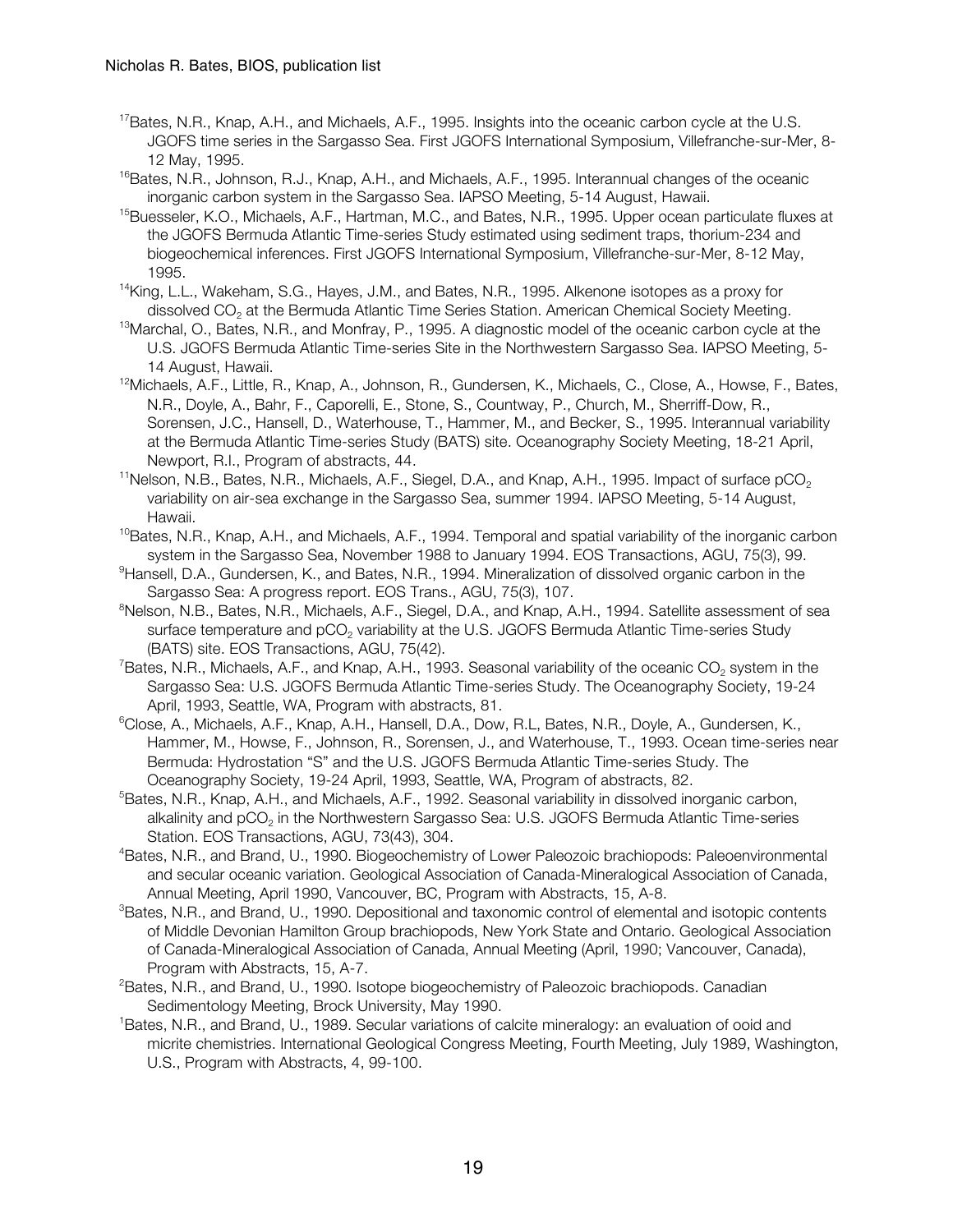[17]Bates, N.R., Knap, A.H., and Michaels, A.F., 1995. Insights into the oceanic carbon cycle at the U.S. JGOFS time series in the Sargasso Sea. First JGOFS International Symposium, Villefranche-sur-Mer, 8-12 May, 1995.

[16]Bates, N.R., Johnson, R.J., Knap, A.H., and Michaels, A.F., 1995. Interannual changes of the oceanic inorganic carbon system in the Sargasso Sea. IAPSO Meeting, 5-14 August, Hawaii.

[15]Buesseler, K.O., Michaels, A.F., Hartman, M.C., and Bates, N.R., 1995. Upper ocean particulate fluxes at the JGOFS Bermuda Atlantic Time-series Study estimated using sediment traps, thorium-234 and biogeochemical inferences. First JGOFS International Symposium, Villefranche-sur-Mer, 8-12 May, 1995.

[14]King, L.L., Wakeham, S.G., Hayes, J.M., and Bates, N.R., 1995. Alkenone isotopes as a proxy for dissolved $CO_2$ at the Bermuda Atlantic Time Series Station. American Chemical Society Meeting.

[13]Marchal, O., Bates, N.R., and Monfray, P., 1995. A diagnostic model of the oceanic carbon cycle at the U.S. JGOFS Bermuda Atlantic Time-series Site in the Northwestern Sargasso Sea. IAPSO Meeting, 5-14 August, Hawaii.

[12]Michaels, A.F., Little, R., Knap, A., Johnson, R., Gundersen, K., Michaels, C., Close, A., Howse, F., Bates, N.R., Doyle, A., Bahr, F., Caporelli, E., Stone, S., Countway, P., Church, M., Sherriff-Dow, R., Sorensen, J.C., Hansell, D., Waterhouse, T., Hammer, M., and Becker, S., 1995. Interannual variability at the Bermuda Atlantic Time-series Study (BATS) site. Oceanography Society Meeting, 18-21 April, Newport, R.I., Program of abstracts, 44.

[11]Nelson, N.B., Bates, N.R., Michaels, A.F., Siegel, D.A., and Knap, A.H., 1995. Impact of surface $pCO_2$ variability on air-sea exchange in the Sargasso Sea, summer 1994. IAPSO Meeting, 5-14 August, Hawaii.

[10]Bates, N.R., Knap, A.H., and Michaels, A.F., 1994. Temporal and spatial variability of the inorganic carbon system in the Sargasso Sea, November 1988 to January 1994. EOS Transactions, AGU, 75(3), 99.

[9]Hansell, D.A., Gundersen, K., and Bates, N.R., 1994. Mineralization of dissolved organic carbon in the Sargasso Sea: A progress report. EOS Trans., AGU, 75(3), 107.

[8]Nelson, N.B., Bates, N.R., Michaels, A.F., Siegel, D.A., and Knap, A.H., 1994. Satellite assessment of sea surface temperature and $pCO_2$ variability at the U.S. JGOFS Bermuda Atlantic Time-series Study (BATS) site. EOS Transactions, AGU, 75(42).

[7]Bates, N.R., Michaels, A.F., and Knap, A.H., 1993. Seasonal variability of the oceanic $CO_2$ system in the Sargasso Sea: U.S. JGOFS Bermuda Atlantic Time-series Study. The Oceanography Society, 19-24 April, 1993, Seattle, WA, Program with abstracts, 81.

[6]Close, A., Michaels, A.F., Knap, A.H., Hansell, D.A., Dow, R.L, Bates, N.R., Doyle, A., Gundersen, K., Hammer, M., Howse, F., Johnson, R., Sorensen, J., and Waterhouse, T., 1993. Ocean time-series near Bermuda: Hydrostation "S" and the U.S. JGOFS Bermuda Atlantic Time-series Study. The Oceanography Society, 19-24 April, 1993, Seattle, WA, Program of abstracts, 82.

[5]Bates, N.R., Knap, A.H., and Michaels, A.F., 1992. Seasonal variability in dissolved inorganic carbon, alkalinity and $pCO_2$ in the Northwestern Sargasso Sea: U.S. JGOFS Bermuda Atlantic Time-series Station. EOS Transactions, AGU, 73(43), 304.

[4]Bates, N.R., and Brand, U., 1990. Biogeochemistry of Lower Paleozoic brachiopods: Paleoenvironmental and secular oceanic variation. Geological Association of Canada-Mineralogical Association of Canada, Annual Meeting, April 1990, Vancouver, BC, Program with Abstracts, 15, A-8.

[3]Bates, N.R., and Brand, U., 1990. Depositional and taxonomic control of elemental and isotopic contents of Middle Devonian Hamilton Group brachiopods, New York State and Ontario. Geological Association of Canada-Mineralogical Association of Canada, Annual Meeting (April, 1990; Vancouver, Canada), Program with Abstracts, 15, A-7.

[2]Bates, N.R., and Brand, U., 1990. Isotope biogeochemistry of Paleozoic brachiopods. Canadian Sedimentology Meeting, Brock University, May 1990.

[1]Bates, N.R., and Brand, U., 1989. Secular variations of calcite mineralogy: an evaluation of ooid and micrite chemistries. International Geological Congress Meeting, Fourth Meeting, July 1989, Washington, U.S., Program with Abstracts, 4, 99-100.